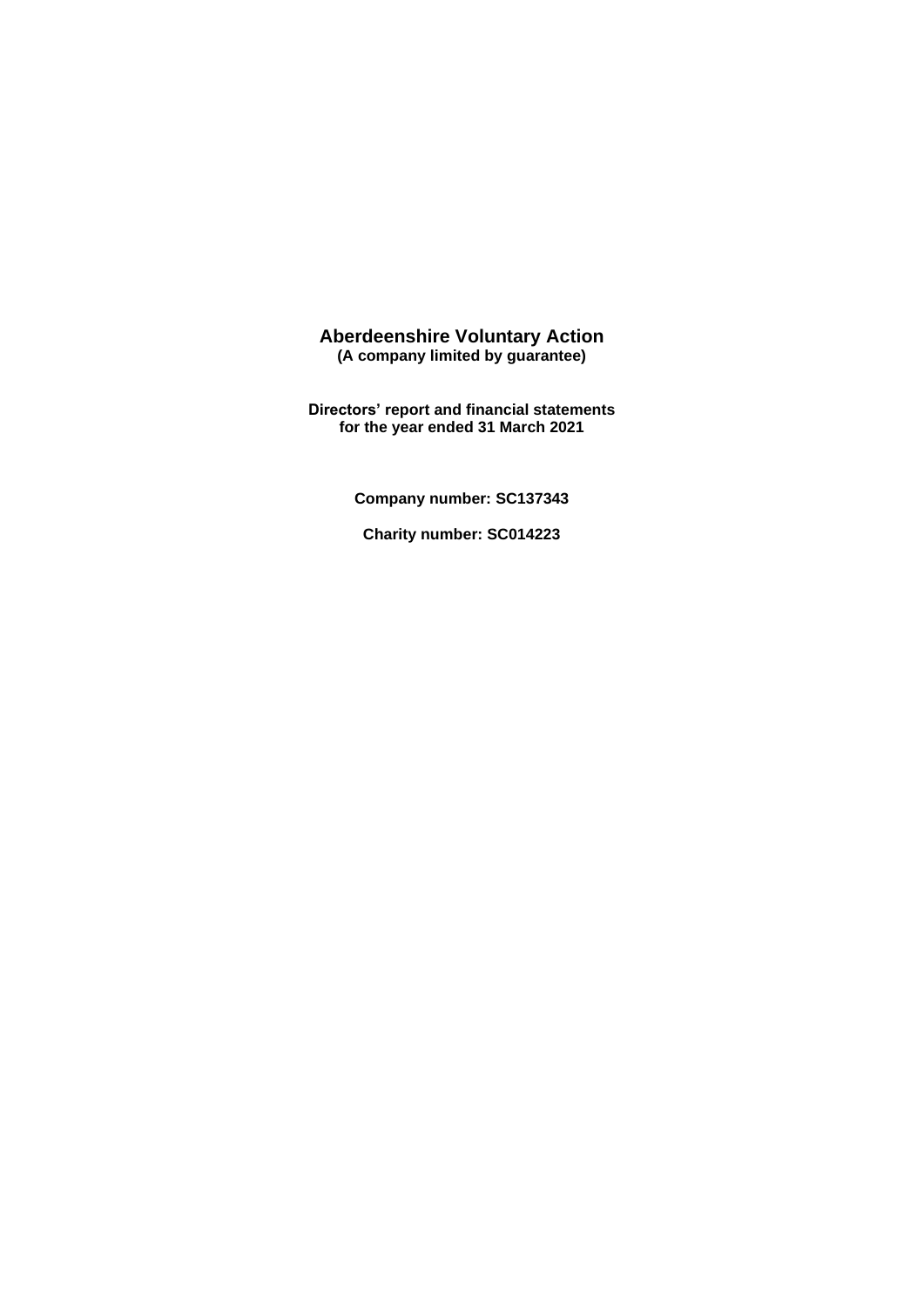# Aberdeenshire Voluntary Action

**(A company limited by guarantee)**

**Directors' report and financial statements for the year ended 31 March 2021**

**Company number: SC137343**

**Charity number: SC014223**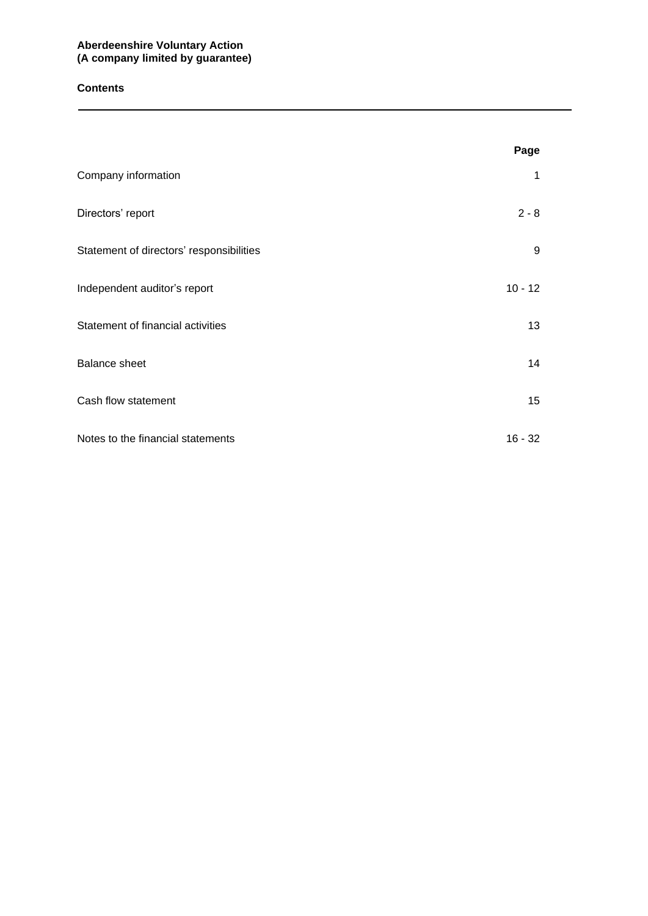**Aberdeenshire Voluntary Action**
**(A company limited by guarantee)**

## Contents

| | Page |
|---|---|
| Company information | 1 |
| Directors' report | 2 - 8 |
| Statement of directors' responsibilities | 9 |
| Independent auditor's report | 10 - 12 |
| Statement of financial activities | 13 |
| Balance sheet | 14 |
| Cash flow statement | 15 |
| Notes to the financial statements | 16 - 32 |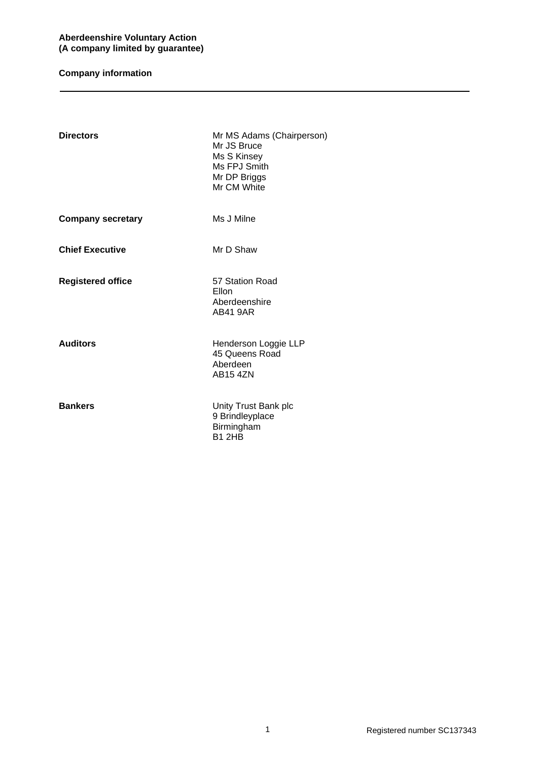**Aberdeenshire Voluntary Action**
**(A company limited by guarantee)**

## Company information

---

| | |
|---|---|
| **Directors** | Mr MS Adams (Chairperson)<br>Mr JS Bruce<br>Ms S Kinsey<br>Ms FPJ Smith<br>Mr DP Briggs<br>Mr CM White |
| **Company secretary** | Ms J Milne |
| **Chief Executive** | Mr D Shaw |
| **Registered office** | 57 Station Road<br>Ellon<br>Aberdeenshire<br>AB41 9AR |
| **Auditors** | Henderson Loggie LLP<br>45 Queens Road<br>Aberdeen<br>AB15 4ZN |
| **Bankers** | Unity Trust Bank plc<br>9 Brindleyplace<br>Birmingham<br>B1 2HB |

Registered number SC137343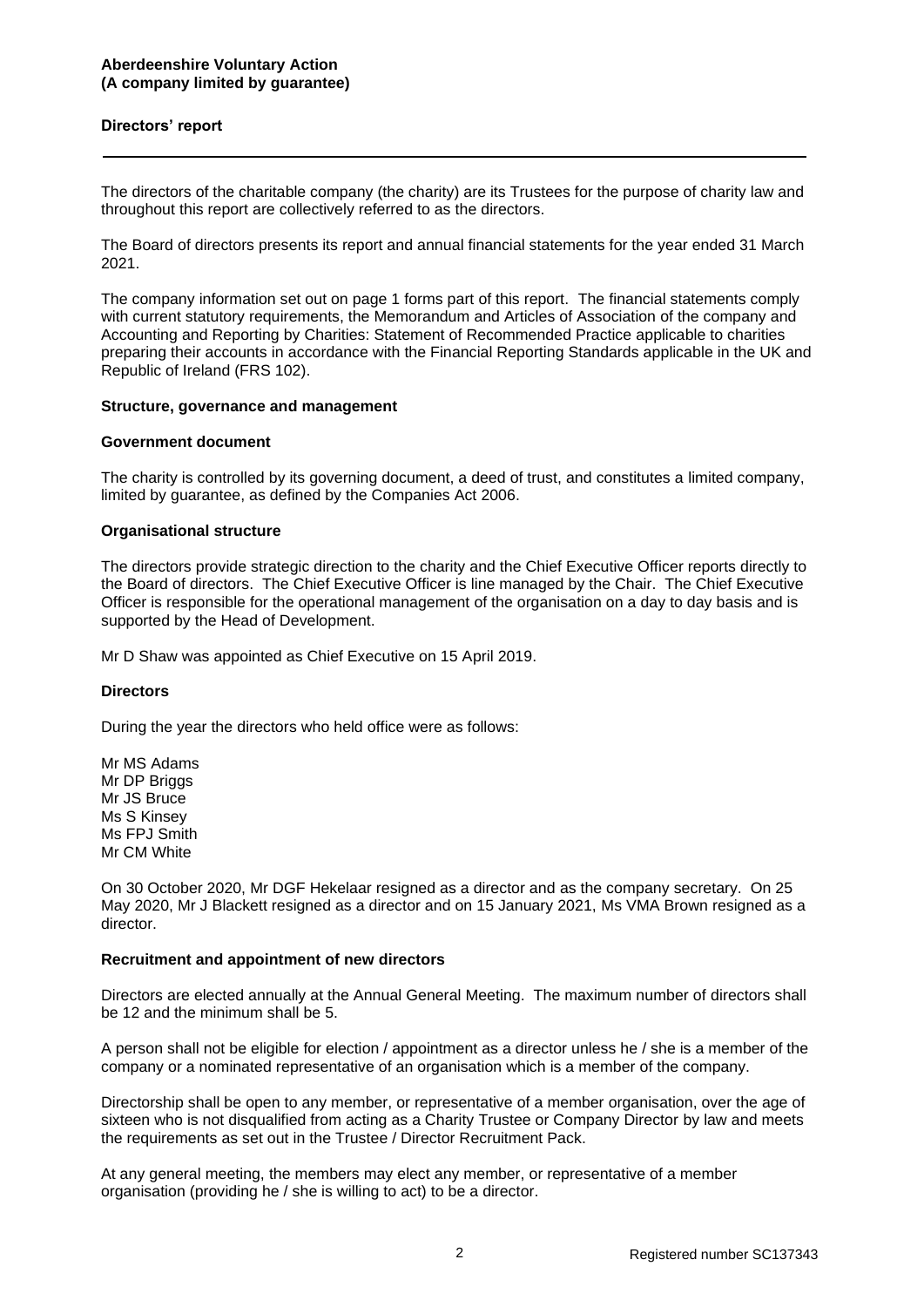**Aberdeenshire Voluntary Action**
**(A company limited by guarantee)**

## Directors' report

The directors of the charitable company (the charity) are its Trustees for the purpose of charity law and throughout this report are collectively referred to as the directors.

The Board of directors presents its report and annual financial statements for the year ended 31 March 2021.

The company information set out on page 1 forms part of this report. The financial statements comply with current statutory requirements, the Memorandum and Articles of Association of the company and Accounting and Reporting by Charities: Statement of Recommended Practice applicable to charities preparing their accounts in accordance with the Financial Reporting Standards applicable in the UK and Republic of Ireland (FRS 102).

### Structure, governance and management

#### Government document

The charity is controlled by its governing document, a deed of trust, and constitutes a limited company, limited by guarantee, as defined by the Companies Act 2006.

#### Organisational structure

The directors provide strategic direction to the charity and the Chief Executive Officer reports directly to the Board of directors. The Chief Executive Officer is line managed by the Chair. The Chief Executive Officer is responsible for the operational management of the organisation on a day to day basis and is supported by the Head of Development.

Mr D Shaw was appointed as Chief Executive on 15 April 2019.

#### Directors

During the year the directors who held office were as follows:

Mr MS Adams
Mr DP Briggs
Mr JS Bruce
Ms S Kinsey
Ms FPJ Smith
Mr CM White

On 30 October 2020, Mr DGF Hekelaar resigned as a director and as the company secretary. On 25 May 2020, Mr J Blackett resigned as a director and on 15 January 2021, Ms VMA Brown resigned as a director.

#### Recruitment and appointment of new directors

Directors are elected annually at the Annual General Meeting. The maximum number of directors shall be 12 and the minimum shall be 5.

A person shall not be eligible for election / appointment as a director unless he / she is a member of the company or a nominated representative of an organisation which is a member of the company.

Directorship shall be open to any member, or representative of a member organisation, over the age of sixteen who is not disqualified from acting as a Charity Trustee or Company Director by law and meets the requirements as set out in the Trustee / Director Recruitment Pack.

At any general meeting, the members may elect any member, or representative of a member organisation (providing he / she is willing to act) to be a director.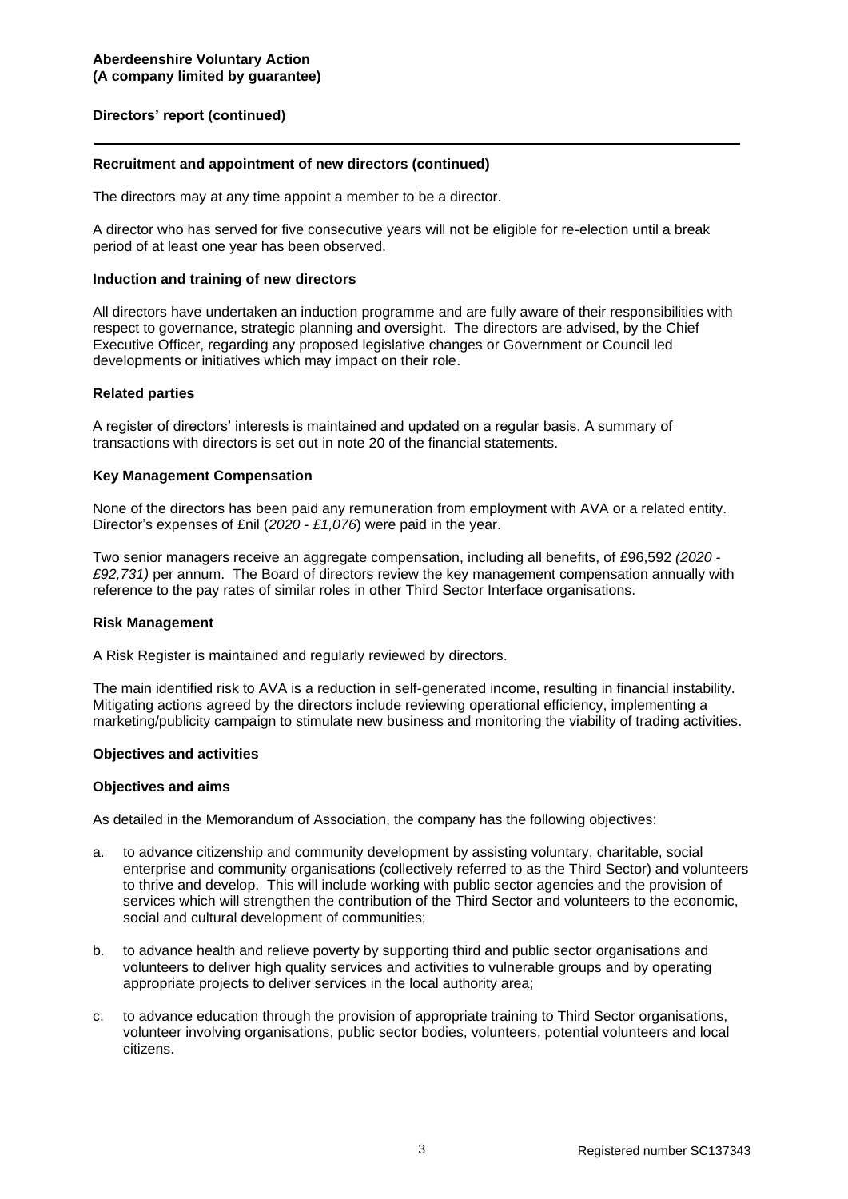**Aberdeenshire Voluntary Action**
**(A company limited by guarantee)**

**Directors' report (continued)**

---

**Recruitment and appointment of new directors (continued)**

The directors may at any time appoint a member to be a director.

A director who has served for five consecutive years will not be eligible for re-election until a break period of at least one year has been observed.

**Induction and training of new directors**

All directors have undertaken an induction programme and are fully aware of their responsibilities with respect to governance, strategic planning and oversight. The directors are advised, by the Chief Executive Officer, regarding any proposed legislative changes or Government or Council led developments or initiatives which may impact on their role.

**Related parties**

A register of directors' interests is maintained and updated on a regular basis. A summary of transactions with directors is set out in note 20 of the financial statements.

**Key Management Compensation**

None of the directors has been paid any remuneration from employment with AVA or a related entity. Director's expenses of £nil (*2020 - £1,076*) were paid in the year.

Two senior managers receive an aggregate compensation, including all benefits, of £96,592 *(2020 - £92,731)* per annum. The Board of directors review the key management compensation annually with reference to the pay rates of similar roles in other Third Sector Interface organisations.

**Risk Management**

A Risk Register is maintained and regularly reviewed by directors.

The main identified risk to AVA is a reduction in self-generated income, resulting in financial instability. Mitigating actions agreed by the directors include reviewing operational efficiency, implementing a marketing/publicity campaign to stimulate new business and monitoring the viability of trading activities.

**Objectives and activities**

**Objectives and aims**

As detailed in the Memorandum of Association, the company has the following objectives:

a. to advance citizenship and community development by assisting voluntary, charitable, social enterprise and community organisations (collectively referred to as the Third Sector) and volunteers to thrive and develop. This will include working with public sector agencies and the provision of services which will strengthen the contribution of the Third Sector and volunteers to the economic, social and cultural development of communities;

b. to advance health and relieve poverty by supporting third and public sector organisations and volunteers to deliver high quality services and activities to vulnerable groups and by operating appropriate projects to deliver services in the local authority area;

c. to advance education through the provision of appropriate training to Third Sector organisations, volunteer involving organisations, public sector bodies, volunteers, potential volunteers and local citizens.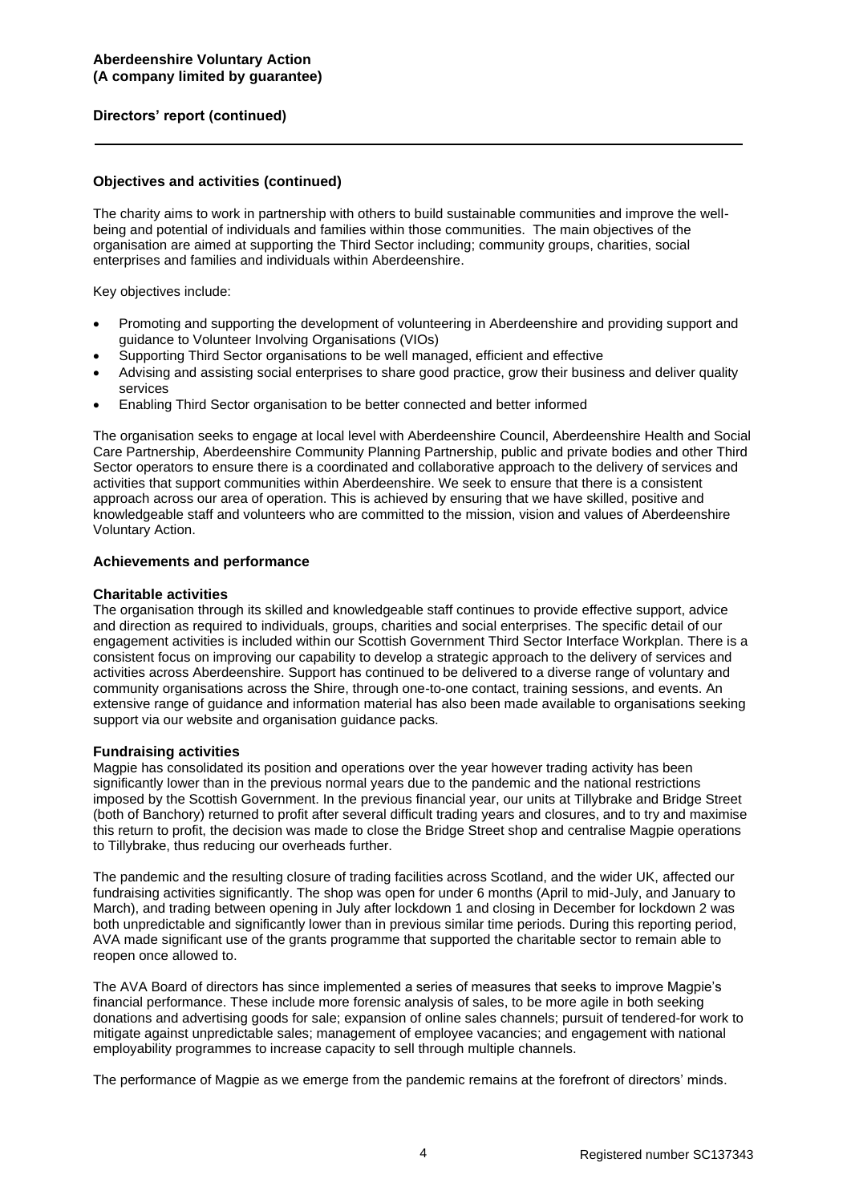## Directors' report (continued)

### Objectives and activities (continued)

The charity aims to work in partnership with others to build sustainable communities and improve the well-being and potential of individuals and families within those communities. The main objectives of the organisation are aimed at supporting the Third Sector including; community groups, charities, social enterprises and families and individuals within Aberdeenshire.

Key objectives include:

- Promoting and supporting the development of volunteering in Aberdeenshire and providing support and guidance to Volunteer Involving Organisations (VIOs)
- Supporting Third Sector organisations to be well managed, efficient and effective
- Advising and assisting social enterprises to share good practice, grow their business and deliver quality services
- Enabling Third Sector organisation to be better connected and better informed

The organisation seeks to engage at local level with Aberdeenshire Council, Aberdeenshire Health and Social Care Partnership, Aberdeenshire Community Planning Partnership, public and private bodies and other Third Sector operators to ensure there is a coordinated and collaborative approach to the delivery of services and activities that support communities within Aberdeenshire. We seek to ensure that there is a consistent approach across our area of operation. This is achieved by ensuring that we have skilled, positive and knowledgeable staff and volunteers who are committed to the mission, vision and values of Aberdeenshire Voluntary Action.

### Achievements and performance

#### Charitable activities

The organisation through its skilled and knowledgeable staff continues to provide effective support, advice and direction as required to individuals, groups, charities and social enterprises. The specific detail of our engagement activities is included within our Scottish Government Third Sector Interface Workplan. There is a consistent focus on improving our capability to develop a strategic approach to the delivery of services and activities across Aberdeenshire. Support has continued to be delivered to a diverse range of voluntary and community organisations across the Shire, through one-to-one contact, training sessions, and events. An extensive range of guidance and information material has also been made available to organisations seeking support via our website and organisation guidance packs.

#### Fundraising activities

Magpie has consolidated its position and operations over the year however trading activity has been significantly lower than in the previous normal years due to the pandemic and the national restrictions imposed by the Scottish Government. In the previous financial year, our units at Tillybrake and Bridge Street (both of Banchory) returned to profit after several difficult trading years and closures, and to try and maximise this return to profit, the decision was made to close the Bridge Street shop and centralise Magpie operations to Tillybrake, thus reducing our overheads further.

The pandemic and the resulting closure of trading facilities across Scotland, and the wider UK, affected our fundraising activities significantly. The shop was open for under 6 months (April to mid-July, and January to March), and trading between opening in July after lockdown 1 and closing in December for lockdown 2 was both unpredictable and significantly lower than in previous similar time periods. During this reporting period, AVA made significant use of the grants programme that supported the charitable sector to remain able to reopen once allowed to.

The AVA Board of directors has since implemented a series of measures that seeks to improve Magpie's financial performance. These include more forensic analysis of sales, to be more agile in both seeking donations and advertising goods for sale; expansion of online sales channels; pursuit of tendered-for work to mitigate against unpredictable sales; management of employee vacancies; and engagement with national employability programmes to increase capacity to sell through multiple channels.

The performance of Magpie as we emerge from the pandemic remains at the forefront of directors' minds.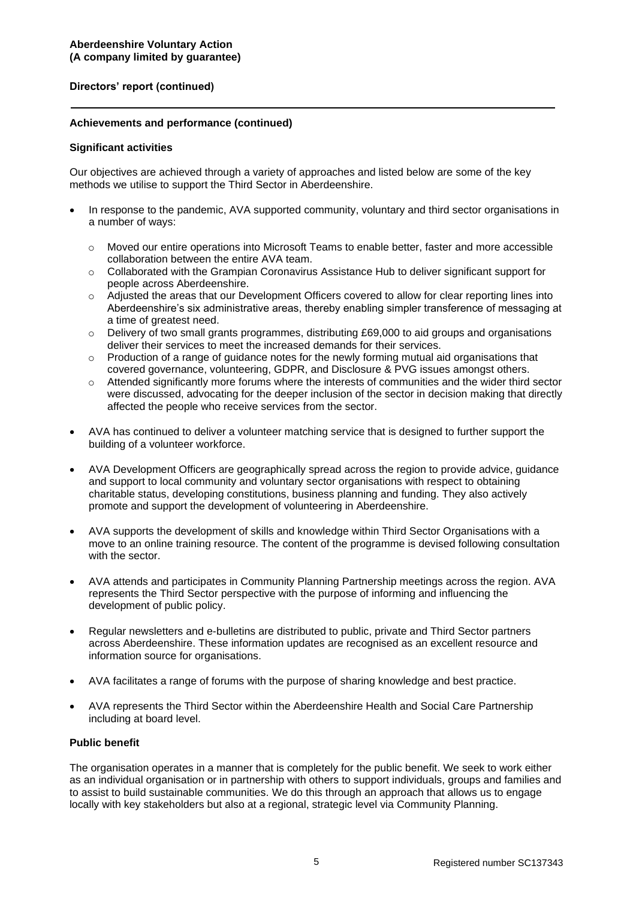**Aberdeenshire Voluntary Action**
**(A company limited by guarantee)**

**Directors' report (continued)**

**Achievements and performance (continued)**

**Significant activities**

Our objectives are achieved through a variety of approaches and listed below are some of the key methods we utilise to support the Third Sector in Aberdeenshire.

- In response to the pandemic, AVA supported community, voluntary and third sector organisations in a number of ways:
  - Moved our entire operations into Microsoft Teams to enable better, faster and more accessible collaboration between the entire AVA team.
  - Collaborated with the Grampian Coronavirus Assistance Hub to deliver significant support for people across Aberdeenshire.
  - Adjusted the areas that our Development Officers covered to allow for clear reporting lines into Aberdeenshire's six administrative areas, thereby enabling simpler transference of messaging at a time of greatest need.
  - Delivery of two small grants programmes, distributing £69,000 to aid groups and organisations deliver their services to meet the increased demands for their services.
  - Production of a range of guidance notes for the newly forming mutual aid organisations that covered governance, volunteering, GDPR, and Disclosure & PVG issues amongst others.
  - Attended significantly more forums where the interests of communities and the wider third sector were discussed, advocating for the deeper inclusion of the sector in decision making that directly affected the people who receive services from the sector.

- AVA has continued to deliver a volunteer matching service that is designed to further support the building of a volunteer workforce.

- AVA Development Officers are geographically spread across the region to provide advice, guidance and support to local community and voluntary sector organisations with respect to obtaining charitable status, developing constitutions, business planning and funding. They also actively promote and support the development of volunteering in Aberdeenshire.

- AVA supports the development of skills and knowledge within Third Sector Organisations with a move to an online training resource. The content of the programme is devised following consultation with the sector.

- AVA attends and participates in Community Planning Partnership meetings across the region. AVA represents the Third Sector perspective with the purpose of informing and influencing the development of public policy.

- Regular newsletters and e-bulletins are distributed to public, private and Third Sector partners across Aberdeenshire. These information updates are recognised as an excellent resource and information source for organisations.

- AVA facilitates a range of forums with the purpose of sharing knowledge and best practice.

- AVA represents the Third Sector within the Aberdeenshire Health and Social Care Partnership including at board level.

**Public benefit**

The organisation operates in a manner that is completely for the public benefit. We seek to work either as an individual organisation or in partnership with others to support individuals, groups and families and to assist to build sustainable communities. We do this through an approach that allows us to engage locally with key stakeholders but also at a regional, strategic level via Community Planning.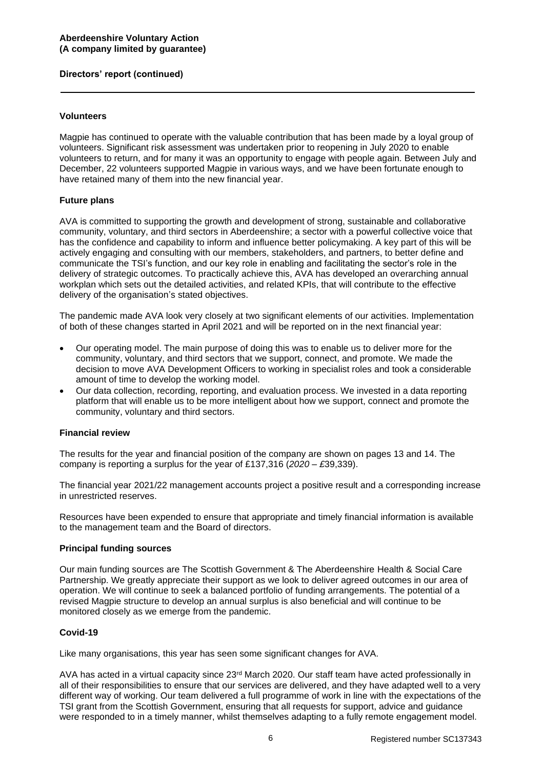## Volunteers

Magpie has continued to operate with the valuable contribution that has been made by a loyal group of volunteers. Significant risk assessment was undertaken prior to reopening in July 2020 to enable volunteers to return, and for many it was an opportunity to engage with people again. Between July and December, 22 volunteers supported Magpie in various ways, and we have been fortunate enough to have retained many of them into the new financial year.

## Future plans

AVA is committed to supporting the growth and development of strong, sustainable and collaborative community, voluntary, and third sectors in Aberdeenshire; a sector with a powerful collective voice that has the confidence and capability to inform and influence better policymaking. A key part of this will be actively engaging and consulting with our members, stakeholders, and partners, to better define and communicate the TSI's function, and our key role in enabling and facilitating the sector's role in the delivery of strategic outcomes. To practically achieve this, AVA has developed an overarching annual workplan which sets out the detailed activities, and related KPIs, that will contribute to the effective delivery of the organisation's stated objectives.

The pandemic made AVA look very closely at two significant elements of our activities. Implementation of both of these changes started in April 2021 and will be reported on in the next financial year:

- Our operating model. The main purpose of doing this was to enable us to deliver more for the community, voluntary, and third sectors that we support, connect, and promote. We made the decision to move AVA Development Officers to working in specialist roles and took a considerable amount of time to develop the working model.
- Our data collection, recording, reporting, and evaluation process. We invested in a data reporting platform that will enable us to be more intelligent about how we support, connect and promote the community, voluntary and third sectors.

## Financial review

The results for the year and financial position of the company are shown on pages 13 and 14. The company is reporting a surplus for the year of £137,316 (*2020 – £*39,339).

The financial year 2021/22 management accounts project a positive result and a corresponding increase in unrestricted reserves.

Resources have been expended to ensure that appropriate and timely financial information is available to the management team and the Board of directors.

## Principal funding sources

Our main funding sources are The Scottish Government & The Aberdeenshire Health & Social Care Partnership. We greatly appreciate their support as we look to deliver agreed outcomes in our area of operation. We will continue to seek a balanced portfolio of funding arrangements. The potential of a revised Magpie structure to develop an annual surplus is also beneficial and will continue to be monitored closely as we emerge from the pandemic.

## Covid-19

Like many organisations, this year has seen some significant changes for AVA.

AVA has acted in a virtual capacity since 23rd March 2020. Our staff team have acted professionally in all of their responsibilities to ensure that our services are delivered, and they have adapted well to a very different way of working. Our team delivered a full programme of work in line with the expectations of the TSI grant from the Scottish Government, ensuring that all requests for support, advice and guidance were responded to in a timely manner, whilst themselves adapting to a fully remote engagement model.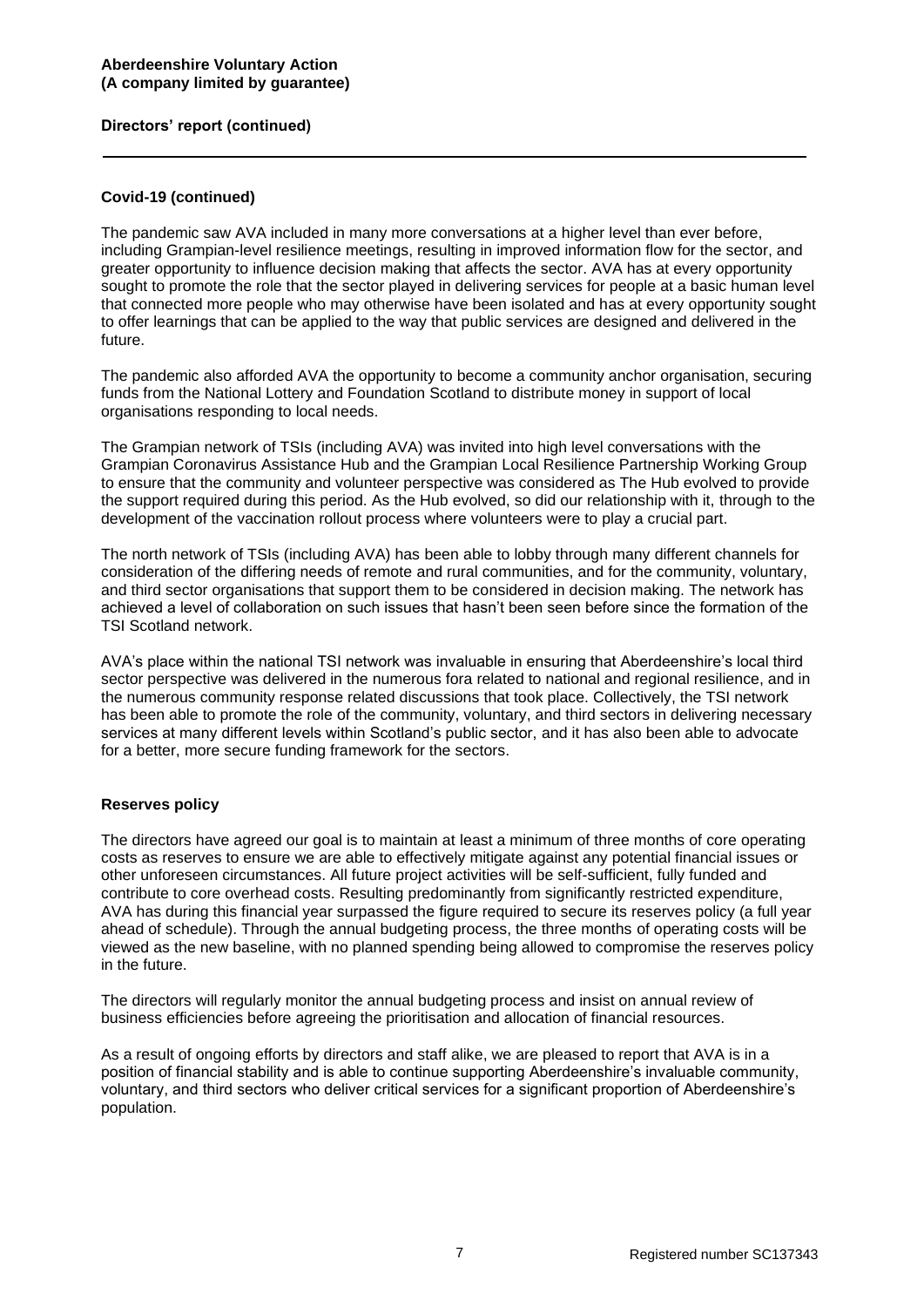### Covid-19 (continued)

The pandemic saw AVA included in many more conversations at a higher level than ever before, including Grampian-level resilience meetings, resulting in improved information flow for the sector, and greater opportunity to influence decision making that affects the sector. AVA has at every opportunity sought to promote the role that the sector played in delivering services for people at a basic human level that connected more people who may otherwise have been isolated and has at every opportunity sought to offer learnings that can be applied to the way that public services are designed and delivered in the future.

The pandemic also afforded AVA the opportunity to become a community anchor organisation, securing funds from the National Lottery and Foundation Scotland to distribute money in support of local organisations responding to local needs.

The Grampian network of TSIs (including AVA) was invited into high level conversations with the Grampian Coronavirus Assistance Hub and the Grampian Local Resilience Partnership Working Group to ensure that the community and volunteer perspective was considered as The Hub evolved to provide the support required during this period. As the Hub evolved, so did our relationship with it, through to the development of the vaccination rollout process where volunteers were to play a crucial part.

The north network of TSIs (including AVA) has been able to lobby through many different channels for consideration of the differing needs of remote and rural communities, and for the community, voluntary, and third sector organisations that support them to be considered in decision making. The network has achieved a level of collaboration on such issues that hasn't been seen before since the formation of the TSI Scotland network.

AVA's place within the national TSI network was invaluable in ensuring that Aberdeenshire's local third sector perspective was delivered in the numerous fora related to national and regional resilience, and in the numerous community response related discussions that took place. Collectively, the TSI network has been able to promote the role of the community, voluntary, and third sectors in delivering necessary services at many different levels within Scotland's public sector, and it has also been able to advocate for a better, more secure funding framework for the sectors.

### Reserves policy

The directors have agreed our goal is to maintain at least a minimum of three months of core operating costs as reserves to ensure we are able to effectively mitigate against any potential financial issues or other unforeseen circumstances. All future project activities will be self-sufficient, fully funded and contribute to core overhead costs. Resulting predominantly from significantly restricted expenditure, AVA has during this financial year surpassed the figure required to secure its reserves policy (a full year ahead of schedule). Through the annual budgeting process, the three months of operating costs will be viewed as the new baseline, with no planned spending being allowed to compromise the reserves policy in the future.

The directors will regularly monitor the annual budgeting process and insist on annual review of business efficiencies before agreeing the prioritisation and allocation of financial resources.

As a result of ongoing efforts by directors and staff alike, we are pleased to report that AVA is in a position of financial stability and is able to continue supporting Aberdeenshire's invaluable community, voluntary, and third sectors who deliver critical services for a significant proportion of Aberdeenshire's population.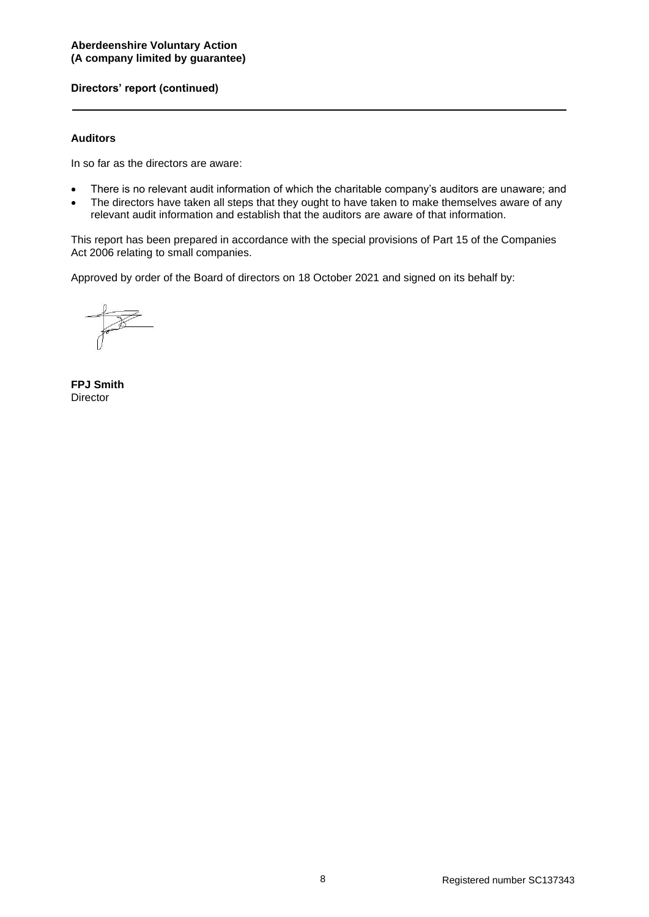## Auditors

In so far as the directors are aware:

- There is no relevant audit information of which the charitable company's auditors are unaware; and
- The directors have taken all steps that they ought to have taken to make themselves aware of any relevant audit information and establish that the auditors are aware of that information.

This report has been prepared in accordance with the special provisions of Part 15 of the Companies Act 2006 relating to small companies.

Approved by order of the Board of directors on 18 October 2021 and signed on its behalf by:

**FPJ Smith**
Director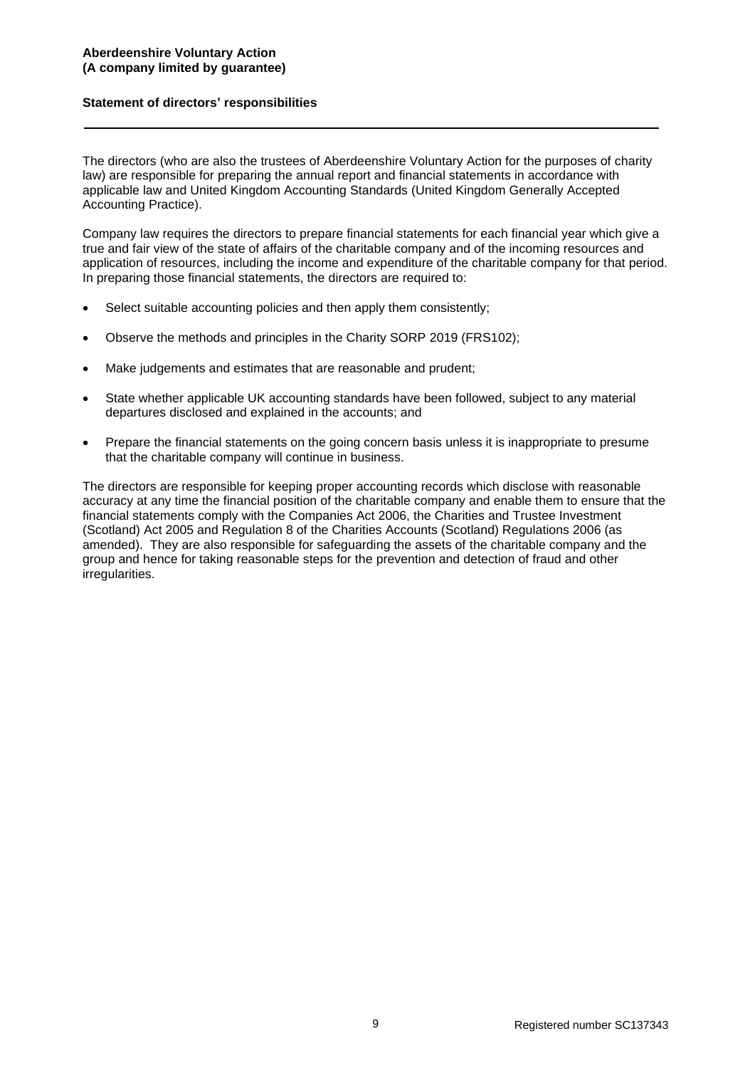**Aberdeenshire Voluntary Action**
**(A company limited by guarantee)**

## Statement of directors' responsibilities

The directors (who are also the trustees of Aberdeenshire Voluntary Action for the purposes of charity law) are responsible for preparing the annual report and financial statements in accordance with applicable law and United Kingdom Accounting Standards (United Kingdom Generally Accepted Accounting Practice).

Company law requires the directors to prepare financial statements for each financial year which give a true and fair view of the state of affairs of the charitable company and of the incoming resources and application of resources, including the income and expenditure of the charitable company for that period. In preparing those financial statements, the directors are required to:

- Select suitable accounting policies and then apply them consistently;
- Observe the methods and principles in the Charity SORP 2019 (FRS102);
- Make judgements and estimates that are reasonable and prudent;
- State whether applicable UK accounting standards have been followed, subject to any material departures disclosed and explained in the accounts; and
- Prepare the financial statements on the going concern basis unless it is inappropriate to presume that the charitable company will continue in business.

The directors are responsible for keeping proper accounting records which disclose with reasonable accuracy at any time the financial position of the charitable company and enable them to ensure that the financial statements comply with the Companies Act 2006, the Charities and Trustee Investment (Scotland) Act 2005 and Regulation 8 of the Charities Accounts (Scotland) Regulations 2006 (as amended). They are also responsible for safeguarding the assets of the charitable company and the group and hence for taking reasonable steps for the prevention and detection of fraud and other irregularities.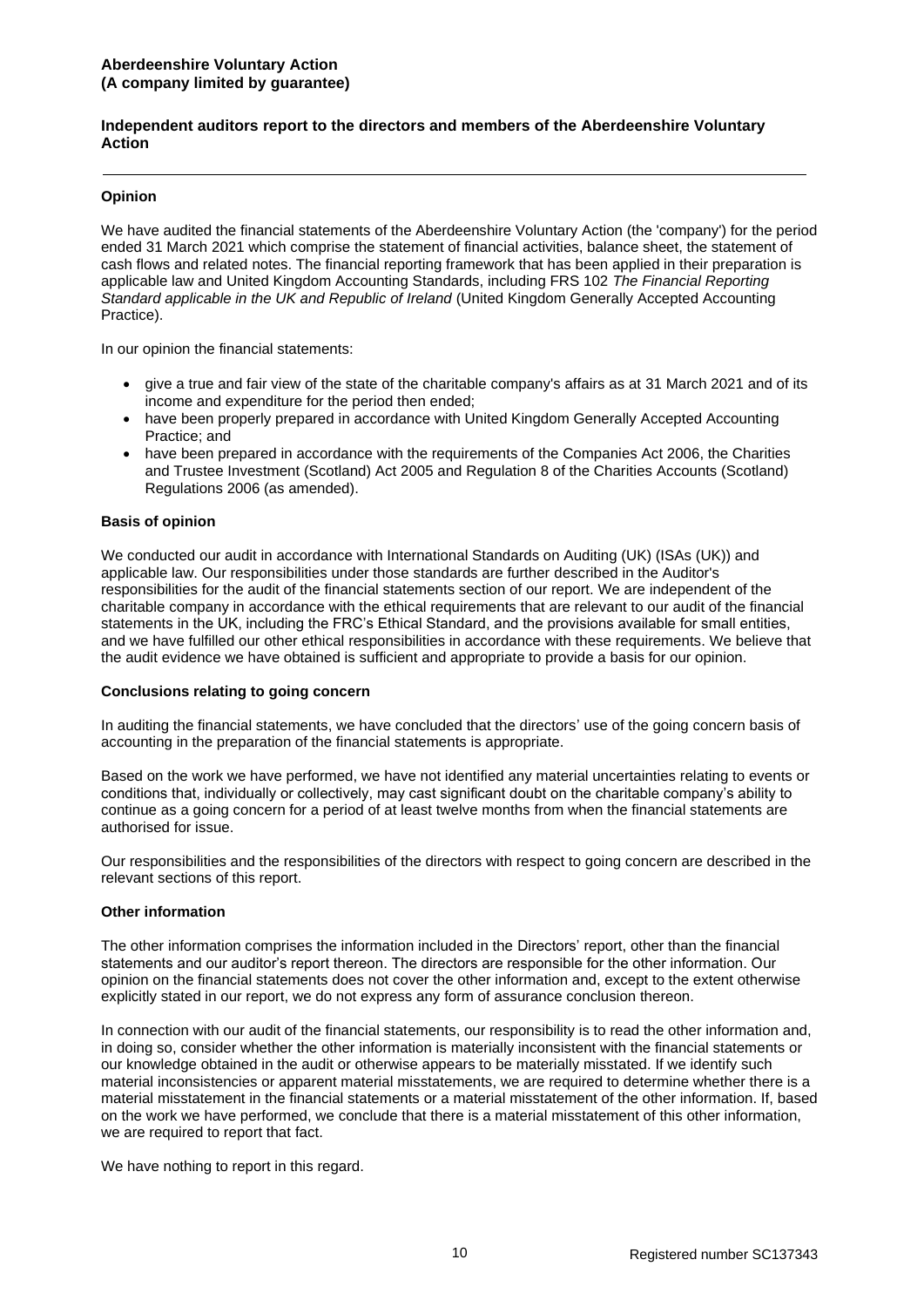**Aberdeenshire Voluntary Action**
**(A company limited by guarantee)**

## Independent auditors report to the directors and members of the Aberdeenshire Voluntary Action

### Opinion

We have audited the financial statements of the Aberdeenshire Voluntary Action (the 'company') for the period ended 31 March 2021 which comprise the statement of financial activities, balance sheet, the statement of cash flows and related notes. The financial reporting framework that has been applied in their preparation is applicable law and United Kingdom Accounting Standards, including FRS 102 *The Financial Reporting Standard applicable in the UK and Republic of Ireland* (United Kingdom Generally Accepted Accounting Practice).

In our opinion the financial statements:

- give a true and fair view of the state of the charitable company's affairs as at 31 March 2021 and of its income and expenditure for the period then ended;
- have been properly prepared in accordance with United Kingdom Generally Accepted Accounting Practice; and
- have been prepared in accordance with the requirements of the Companies Act 2006, the Charities and Trustee Investment (Scotland) Act 2005 and Regulation 8 of the Charities Accounts (Scotland) Regulations 2006 (as amended).

### Basis of opinion

We conducted our audit in accordance with International Standards on Auditing (UK) (ISAs (UK)) and applicable law. Our responsibilities under those standards are further described in the Auditor's responsibilities for the audit of the financial statements section of our report. We are independent of the charitable company in accordance with the ethical requirements that are relevant to our audit of the financial statements in the UK, including the FRC's Ethical Standard, and the provisions available for small entities, and we have fulfilled our other ethical responsibilities in accordance with these requirements. We believe that the audit evidence we have obtained is sufficient and appropriate to provide a basis for our opinion.

### Conclusions relating to going concern

In auditing the financial statements, we have concluded that the directors' use of the going concern basis of accounting in the preparation of the financial statements is appropriate.

Based on the work we have performed, we have not identified any material uncertainties relating to events or conditions that, individually or collectively, may cast significant doubt on the charitable company's ability to continue as a going concern for a period of at least twelve months from when the financial statements are authorised for issue.

Our responsibilities and the responsibilities of the directors with respect to going concern are described in the relevant sections of this report.

### Other information

The other information comprises the information included in the Directors' report, other than the financial statements and our auditor's report thereon. The directors are responsible for the other information. Our opinion on the financial statements does not cover the other information and, except to the extent otherwise explicitly stated in our report, we do not express any form of assurance conclusion thereon.

In connection with our audit of the financial statements, our responsibility is to read the other information and, in doing so, consider whether the other information is materially inconsistent with the financial statements or our knowledge obtained in the audit or otherwise appears to be materially misstated. If we identify such material inconsistencies or apparent material misstatements, we are required to determine whether there is a material misstatement in the financial statements or a material misstatement of the other information. If, based on the work we have performed, we conclude that there is a material misstatement of this other information, we are required to report that fact.

We have nothing to report in this regard.

Registered number SC137343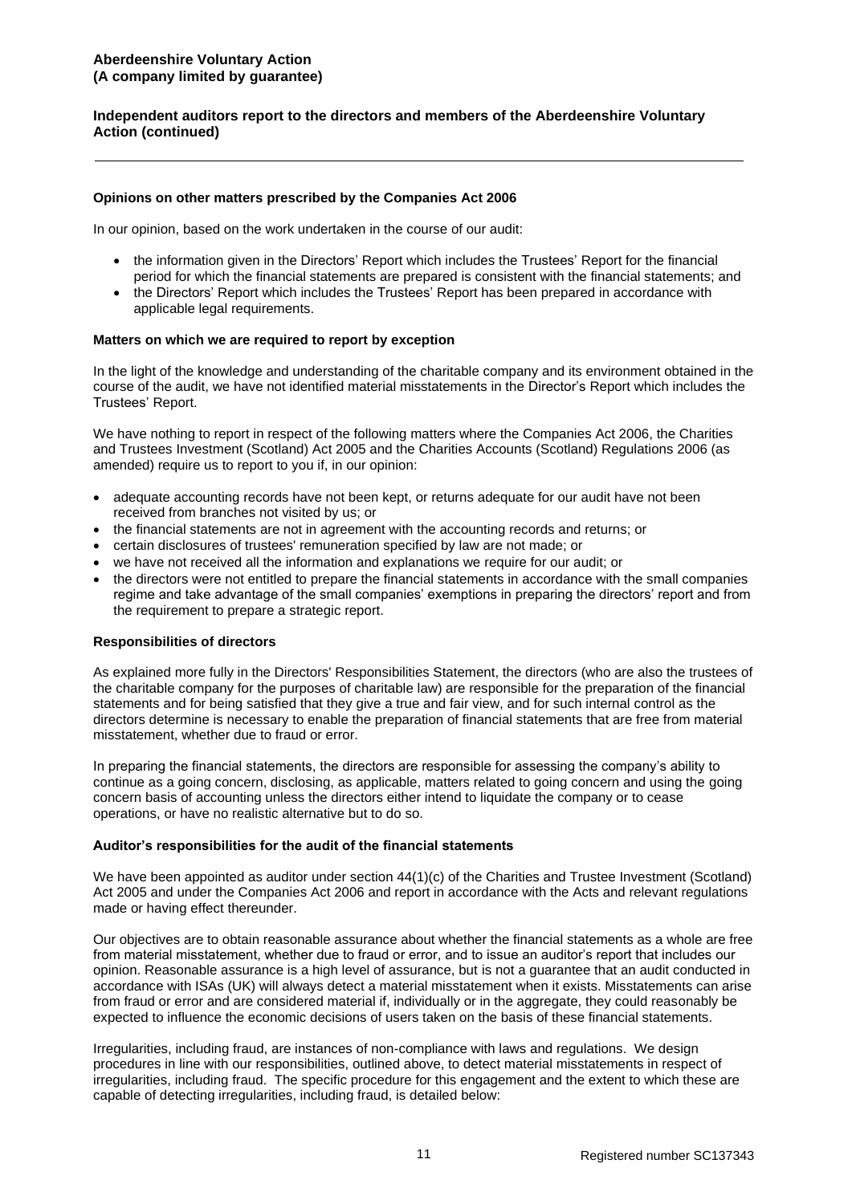## Opinions on other matters prescribed by the Companies Act 2006

In our opinion, based on the work undertaken in the course of our audit:

- the information given in the Directors' Report which includes the Trustees' Report for the financial period for which the financial statements are prepared is consistent with the financial statements; and
- the Directors' Report which includes the Trustees' Report has been prepared in accordance with applicable legal requirements.

## Matters on which we are required to report by exception

In the light of the knowledge and understanding of the charitable company and its environment obtained in the course of the audit, we have not identified material misstatements in the Director's Report which includes the Trustees' Report.

We have nothing to report in respect of the following matters where the Companies Act 2006, the Charities and Trustees Investment (Scotland) Act 2005 and the Charities Accounts (Scotland) Regulations 2006 (as amended) require us to report to you if, in our opinion:

- adequate accounting records have not been kept, or returns adequate for our audit have not been received from branches not visited by us; or
- the financial statements are not in agreement with the accounting records and returns; or
- certain disclosures of trustees' remuneration specified by law are not made; or
- we have not received all the information and explanations we require for our audit; or
- the directors were not entitled to prepare the financial statements in accordance with the small companies regime and take advantage of the small companies' exemptions in preparing the directors' report and from the requirement to prepare a strategic report.

## Responsibilities of directors

As explained more fully in the Directors' Responsibilities Statement, the directors (who are also the trustees of the charitable company for the purposes of charitable law) are responsible for the preparation of the financial statements and for being satisfied that they give a true and fair view, and for such internal control as the directors determine is necessary to enable the preparation of financial statements that are free from material misstatement, whether due to fraud or error.

In preparing the financial statements, the directors are responsible for assessing the company's ability to continue as a going concern, disclosing, as applicable, matters related to going concern and using the going concern basis of accounting unless the directors either intend to liquidate the company or to cease operations, or have no realistic alternative but to do so.

## Auditor's responsibilities for the audit of the financial statements

We have been appointed as auditor under section 44(1)(c) of the Charities and Trustee Investment (Scotland) Act 2005 and under the Companies Act 2006 and report in accordance with the Acts and relevant regulations made or having effect thereunder.

Our objectives are to obtain reasonable assurance about whether the financial statements as a whole are free from material misstatement, whether due to fraud or error, and to issue an auditor's report that includes our opinion. Reasonable assurance is a high level of assurance, but is not a guarantee that an audit conducted in accordance with ISAs (UK) will always detect a material misstatement when it exists. Misstatements can arise from fraud or error and are considered material if, individually or in the aggregate, they could reasonably be expected to influence the economic decisions of users taken on the basis of these financial statements.

Irregularities, including fraud, are instances of non-compliance with laws and regulations. We design procedures in line with our responsibilities, outlined above, to detect material misstatements in respect of irregularities, including fraud. The specific procedure for this engagement and the extent to which these are capable of detecting irregularities, including fraud, is detailed below: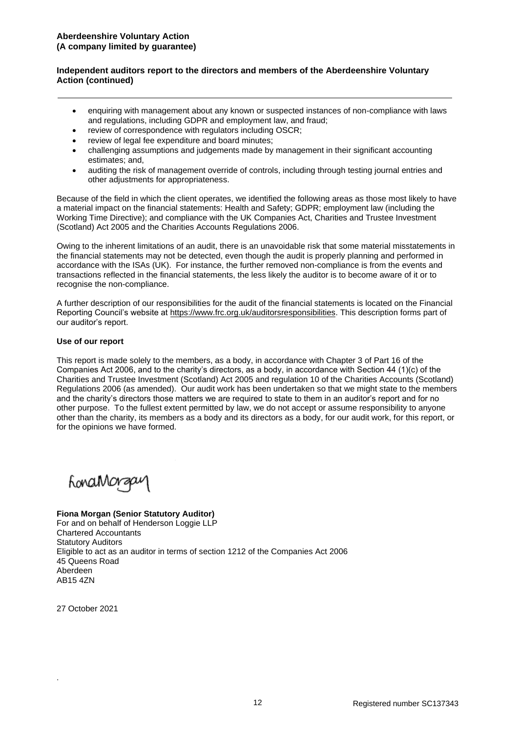**Aberdeenshire Voluntary Action**
**(A company limited by guarantee)**

**Independent auditors report to the directors and members of the Aberdeenshire Voluntary Action (continued)**

- enquiring with management about any known or suspected instances of non-compliance with laws and regulations, including GDPR and employment law, and fraud;
- review of correspondence with regulators including OSCR;
- review of legal fee expenditure and board minutes;
- challenging assumptions and judgements made by management in their significant accounting estimates; and,
- auditing the risk of management override of controls, including through testing journal entries and other adjustments for appropriateness.

Because of the field in which the client operates, we identified the following areas as those most likely to have a material impact on the financial statements: Health and Safety; GDPR; employment law (including the Working Time Directive); and compliance with the UK Companies Act, Charities and Trustee Investment (Scotland) Act 2005 and the Charities Accounts Regulations 2006.

Owing to the inherent limitations of an audit, there is an unavoidable risk that some material misstatements in the financial statements may not be detected, even though the audit is properly planning and performed in accordance with the ISAs (UK). For instance, the further removed non-compliance is from the events and transactions reflected in the financial statements, the less likely the auditor is to become aware of it or to recognise the non-compliance.

A further description of our responsibilities for the audit of the financial statements is located on the Financial Reporting Council's website at https://www.frc.org.uk/auditorsresponsibilities. This description forms part of our auditor's report.

**Use of our report**

This report is made solely to the members, as a body, in accordance with Chapter 3 of Part 16 of the Companies Act 2006, and to the charity's directors, as a body, in accordance with Section 44 (1)(c) of the Charities and Trustee Investment (Scotland) Act 2005 and regulation 10 of the Charities Accounts (Scotland) Regulations 2006 (as amended). Our audit work has been undertaken so that we might state to the members and the charity's directors those matters we are required to state to them in an auditor's report and for no other purpose. To the fullest extent permitted by law, we do not accept or assume responsibility to anyone other than the charity, its members as a body and its directors as a body, for our audit work, for this report, or for the opinions we have formed.

FionaMorgan

**Fiona Morgan (Senior Statutory Auditor)**
For and on behalf of Henderson Loggie LLP
Chartered Accountants
Statutory Auditors
Eligible to act as an auditor in terms of section 1212 of the Companies Act 2006
45 Queens Road
Aberdeen
AB15 4ZN

27 October 2021

Registered number SC137343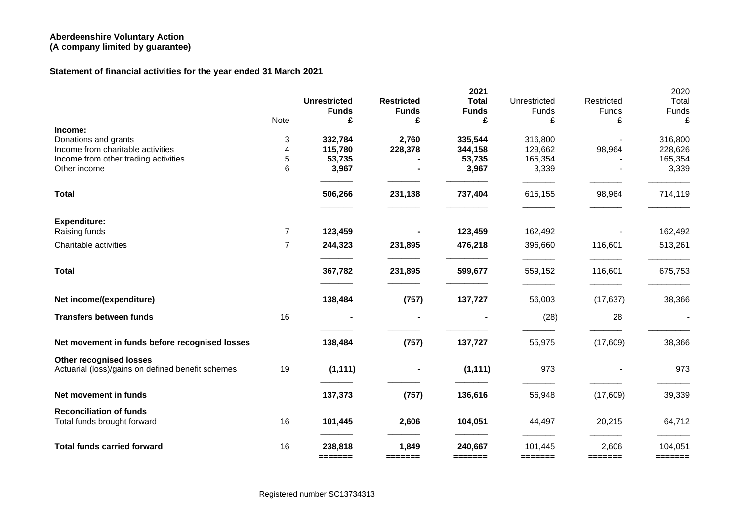**Aberdeenshire Voluntary Action**
**(A company limited by guarantee)**

**Statement of financial activities for the year ended 31 March 2021**

| | Note | **Unrestricted Funds £** | **Restricted Funds £** | **2021 Total Funds £** | Unrestricted Funds £ | Restricted Funds £ | 2020 Total Funds £ |
|---|---|---|---|---|---|---|---|
| **Income:** | | | | | | | |
| Donations and grants | 3 | **332,784** | **2,760** | **335,544** | 316,800 | - | 316,800 |
| Income from charitable activities | 4 | **115,780** | **228,378** | **344,158** | 129,662 | 98,964 | 228,626 |
| Income from other trading activities | 5 | **53,735** | **-** | **53,735** | 165,354 | - | 165,354 |
| Other income | 6 | **3,967** | **-** | **3,967** | 3,339 | - | 3,339 |
| **Total** | | **506,266** | **231,138** | **737,404** | 615,155 | 98,964 | 714,119 |
| **Expenditure:** | | | | | | | |
| Raising funds | 7 | **123,459** | **-** | **123,459** | 162,492 | - | 162,492 |
| Charitable activities | 7 | **244,323** | **231,895** | **476,218** | 396,660 | 116,601 | 513,261 |
| **Total** | | **367,782** | **231,895** | **599,677** | 559,152 | 116,601 | 675,753 |
| **Net income/(expenditure)** | | **138,484** | **(757)** | **137,727** | 56,003 | (17,637) | 38,366 |
| **Transfers between funds** | 16 | **-** | **-** | **-** | (28) | 28 | - |
| **Net movement in funds before recognised losses** | | **138,484** | **(757)** | **137,727** | 55,975 | (17,609) | 38,366 |
| **Other recognised losses** | | | | | | | |
| Actuarial (loss)/gains on defined benefit schemes | 19 | **(1,111)** | **-** | **(1,111)** | 973 | - | 973 |
| **Net movement in funds** | | **137,373** | **(757)** | **136,616** | 56,948 | (17,609) | 39,339 |
| **Reconciliation of funds** | | | | | | | |
| Total funds brought forward | 16 | **101,445** | **2,606** | **104,051** | 44,497 | 20,215 | 64,712 |
| **Total funds carried forward** | 16 | **238,818** | **1,849** | **240,667** | 101,445 | 2,606 | 104,051 |

Registered number SC13734313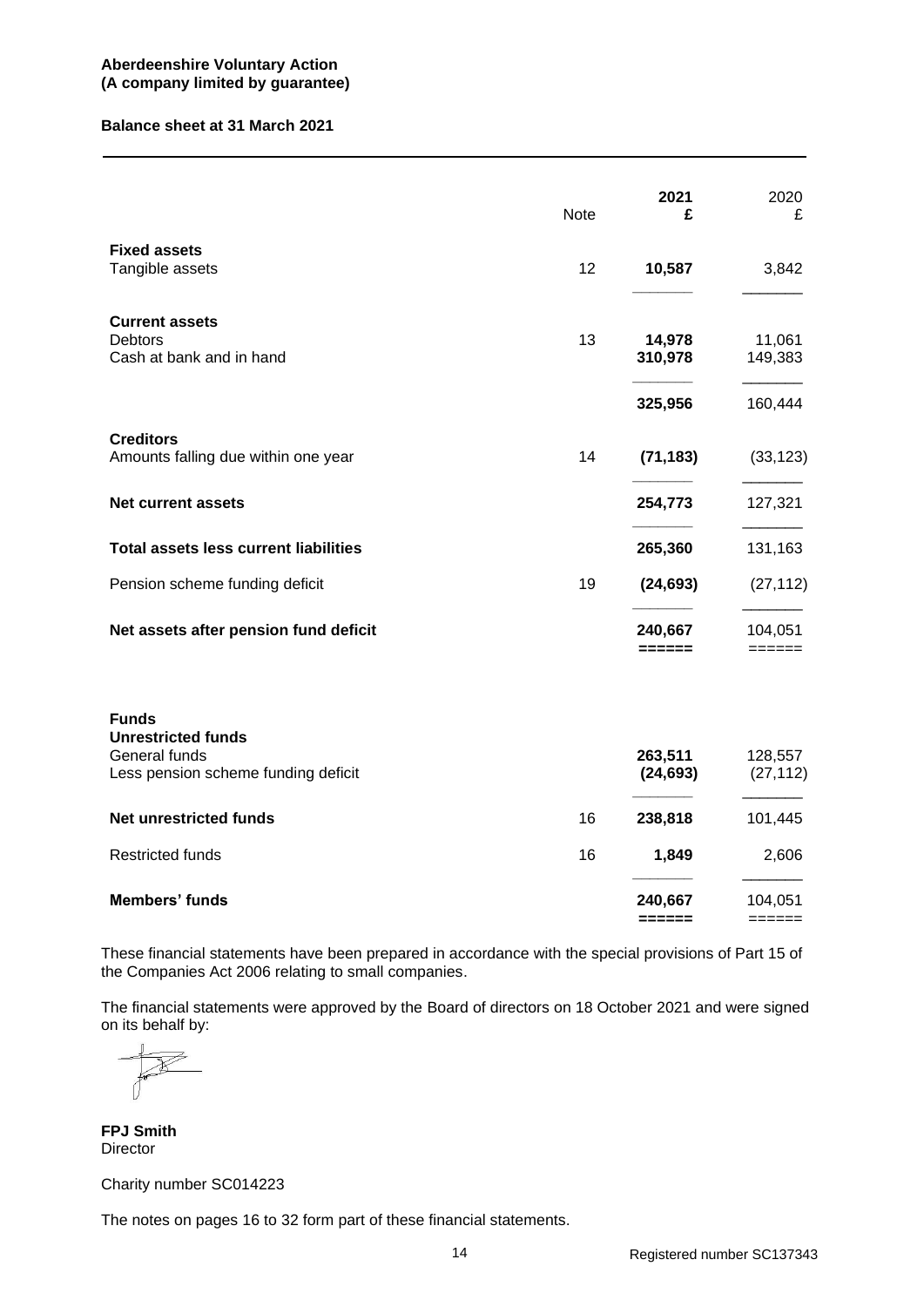**Aberdeenshire Voluntary Action**
**(A company limited by guarantee)**

**Balance sheet at 31 March 2021**

| | Note | **2021 £** | 2020 £ |
|---|---|---|---|
| **Fixed assets** | | | |
| Tangible assets | 12 | **10,587** | 3,842 |
| **Current assets** | | | |
| Debtors | 13 | **14,978** | 11,061 |
| Cash at bank and in hand | | **310,978** | 149,383 |
| | | **325,956** | 160,444 |
| **Creditors** | | | |
| Amounts falling due within one year | 14 | **(71,183)** | (33,123) |
| **Net current assets** | | **254,773** | 127,321 |
| **Total assets less current liabilities** | | **265,360** | 131,163 |
| Pension scheme funding deficit | 19 | **(24,693)** | (27,112) |
| **Net assets after pension fund deficit** | | **240,667** | 104,051 |
| **Funds** | | | |
| **Unrestricted funds** | | | |
| General funds | | **263,511** | 128,557 |
| Less pension scheme funding deficit | | **(24,693)** | (27,112) |
| **Net unrestricted funds** | 16 | **238,818** | 101,445 |
| Restricted funds | 16 | **1,849** | 2,606 |
| **Members' funds** | | **240,667** | 104,051 |

These financial statements have been prepared in accordance with the special provisions of Part 15 of the Companies Act 2006 relating to small companies.

The financial statements were approved by the Board of directors on 18 October 2021 and were signed on its behalf by:

**FPJ Smith**
Director

Charity number SC014223

The notes on pages 16 to 32 form part of these financial statements.

Registered number SC137343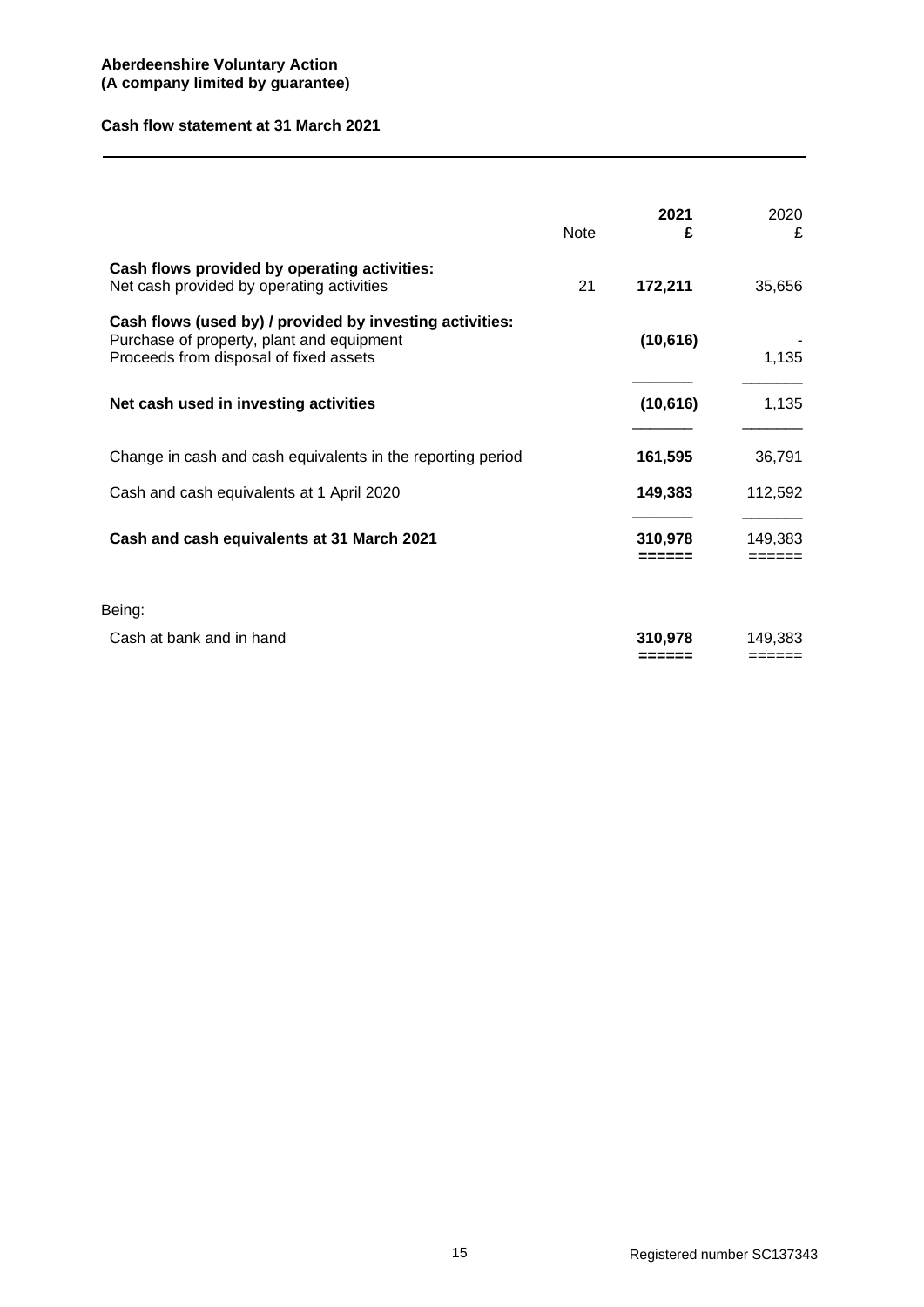**Aberdeenshire Voluntary Action**
**(A company limited by guarantee)**

**Cash flow statement at 31 March 2021**

| | Note | **2021 £** | 2020 £ |
|---|---|---|---|
| **Cash flows provided by operating activities:** | | | |
| Net cash provided by operating activities | 21 | **172,211** | 35,656 |
| **Cash flows (used by) / provided by investing activities:** | | | |
| Purchase of property, plant and equipment | | **(10,616)** | - |
| Proceeds from disposal of fixed assets | | | 1,135 |
| **Net cash used in investing activities** | | **(10,616)** | 1,135 |
| Change in cash and cash equivalents in the reporting period | | **161,595** | 36,791 |
| Cash and cash equivalents at 1 April 2020 | | **149,383** | 112,592 |
| **Cash and cash equivalents at 31 March 2021** | | **310,978** | 149,383 |
| Being: | | | |
| Cash at bank and in hand | | **310,978** | 149,383 |

Registered number SC137343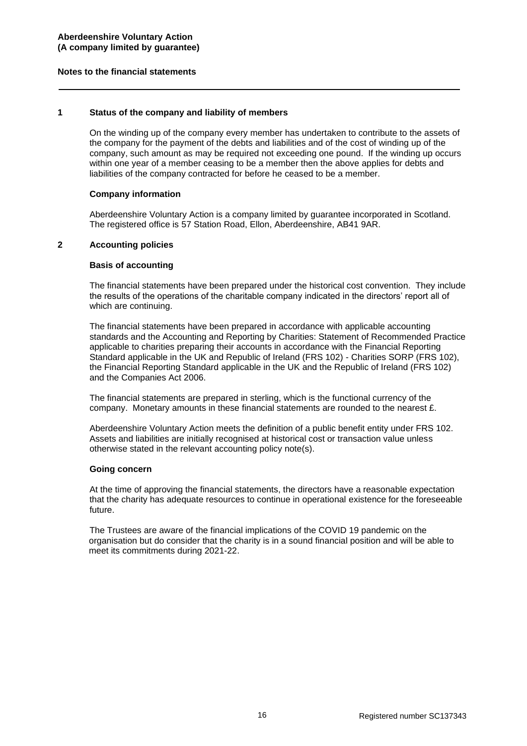**Aberdeenshire Voluntary Action**
**(A company limited by guarantee)**

**Notes to the financial statements**

## 1 Status of the company and liability of members

On the winding up of the company every member has undertaken to contribute to the assets of the company for the payment of the debts and liabilities and of the cost of winding up of the company, such amount as may be required not exceeding one pound. If the winding up occurs within one year of a member ceasing to be a member then the above applies for debts and liabilities of the company contracted for before he ceased to be a member.

### Company information

Aberdeenshire Voluntary Action is a company limited by guarantee incorporated in Scotland. The registered office is 57 Station Road, Ellon, Aberdeenshire, AB41 9AR.

## 2 Accounting policies

### Basis of accounting

The financial statements have been prepared under the historical cost convention. They include the results of the operations of the charitable company indicated in the directors' report all of which are continuing.

The financial statements have been prepared in accordance with applicable accounting standards and the Accounting and Reporting by Charities: Statement of Recommended Practice applicable to charities preparing their accounts in accordance with the Financial Reporting Standard applicable in the UK and Republic of Ireland (FRS 102) - Charities SORP (FRS 102), the Financial Reporting Standard applicable in the UK and the Republic of Ireland (FRS 102) and the Companies Act 2006.

The financial statements are prepared in sterling, which is the functional currency of the company. Monetary amounts in these financial statements are rounded to the nearest £.

Aberdeenshire Voluntary Action meets the definition of a public benefit entity under FRS 102. Assets and liabilities are initially recognised at historical cost or transaction value unless otherwise stated in the relevant accounting policy note(s).

### Going concern

At the time of approving the financial statements, the directors have a reasonable expectation that the charity has adequate resources to continue in operational existence for the foreseeable future.

The Trustees are aware of the financial implications of the COVID 19 pandemic on the organisation but do consider that the charity is in a sound financial position and will be able to meet its commitments during 2021-22.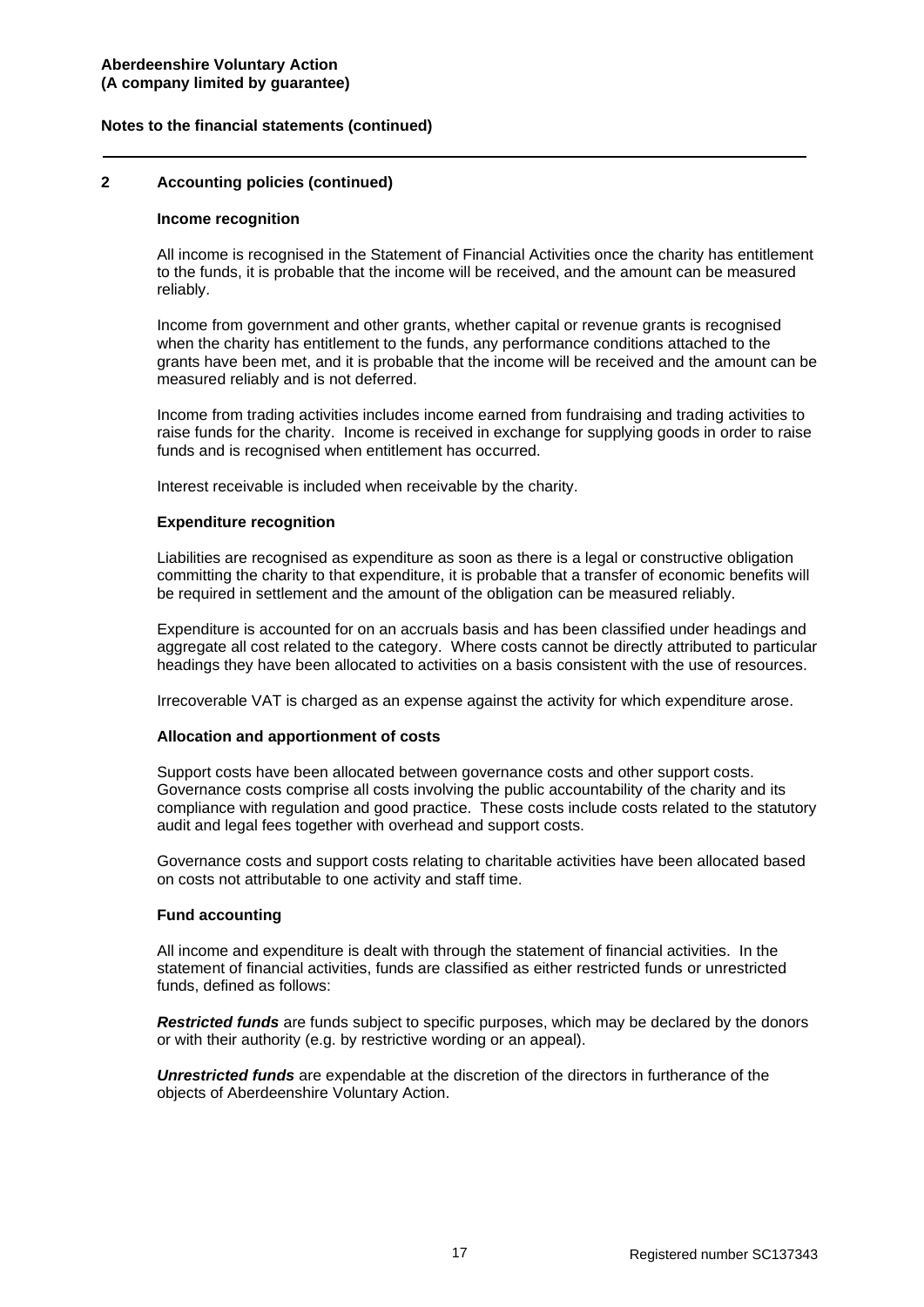## 2 Accounting policies (continued)

### Income recognition

All income is recognised in the Statement of Financial Activities once the charity has entitlement to the funds, it is probable that the income will be received, and the amount can be measured reliably.

Income from government and other grants, whether capital or revenue grants is recognised when the charity has entitlement to the funds, any performance conditions attached to the grants have been met, and it is probable that the income will be received and the amount can be measured reliably and is not deferred.

Income from trading activities includes income earned from fundraising and trading activities to raise funds for the charity. Income is received in exchange for supplying goods in order to raise funds and is recognised when entitlement has occurred.

Interest receivable is included when receivable by the charity.

### Expenditure recognition

Liabilities are recognised as expenditure as soon as there is a legal or constructive obligation committing the charity to that expenditure, it is probable that a transfer of economic benefits will be required in settlement and the amount of the obligation can be measured reliably.

Expenditure is accounted for on an accruals basis and has been classified under headings and aggregate all cost related to the category. Where costs cannot be directly attributed to particular headings they have been allocated to activities on a basis consistent with the use of resources.

Irrecoverable VAT is charged as an expense against the activity for which expenditure arose.

### Allocation and apportionment of costs

Support costs have been allocated between governance costs and other support costs. Governance costs comprise all costs involving the public accountability of the charity and its compliance with regulation and good practice. These costs include costs related to the statutory audit and legal fees together with overhead and support costs.

Governance costs and support costs relating to charitable activities have been allocated based on costs not attributable to one activity and staff time.

### Fund accounting

All income and expenditure is dealt with through the statement of financial activities. In the statement of financial activities, funds are classified as either restricted funds or unrestricted funds, defined as follows:

***Restricted funds*** are funds subject to specific purposes, which may be declared by the donors or with their authority (e.g. by restrictive wording or an appeal).

***Unrestricted funds*** are expendable at the discretion of the directors in furtherance of the objects of Aberdeenshire Voluntary Action.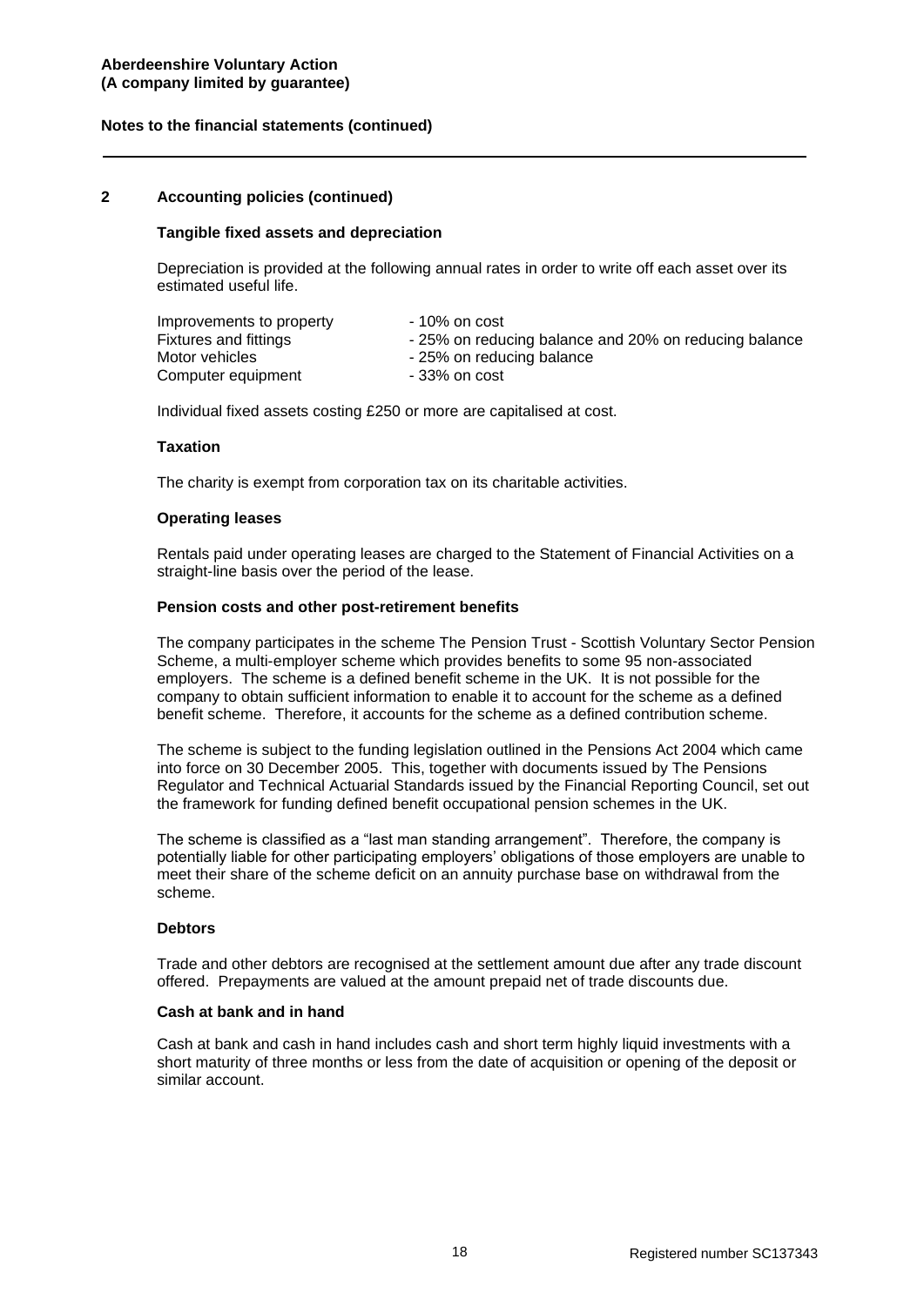## 2 Accounting policies (continued)

### Tangible fixed assets and depreciation

Depreciation is provided at the following annual rates in order to write off each asset over its estimated useful life.

| | |
|---|---|
| Improvements to property | - 10% on cost |
| Fixtures and fittings | - 25% on reducing balance and 20% on reducing balance |
| Motor vehicles | - 25% on reducing balance |
| Computer equipment | - 33% on cost |

Individual fixed assets costing £250 or more are capitalised at cost.

### Taxation

The charity is exempt from corporation tax on its charitable activities.

### Operating leases

Rentals paid under operating leases are charged to the Statement of Financial Activities on a straight-line basis over the period of the lease.

### Pension costs and other post-retirement benefits

The company participates in the scheme The Pension Trust - Scottish Voluntary Sector Pension Scheme, a multi-employer scheme which provides benefits to some 95 non-associated employers. The scheme is a defined benefit scheme in the UK. It is not possible for the company to obtain sufficient information to enable it to account for the scheme as a defined benefit scheme. Therefore, it accounts for the scheme as a defined contribution scheme.

The scheme is subject to the funding legislation outlined in the Pensions Act 2004 which came into force on 30 December 2005. This, together with documents issued by The Pensions Regulator and Technical Actuarial Standards issued by the Financial Reporting Council, set out the framework for funding defined benefit occupational pension schemes in the UK.

The scheme is classified as a "last man standing arrangement". Therefore, the company is potentially liable for other participating employers' obligations of those employers are unable to meet their share of the scheme deficit on an annuity purchase base on withdrawal from the scheme.

### Debtors

Trade and other debtors are recognised at the settlement amount due after any trade discount offered. Prepayments are valued at the amount prepaid net of trade discounts due.

### Cash at bank and in hand

Cash at bank and cash in hand includes cash and short term highly liquid investments with a short maturity of three months or less from the date of acquisition or opening of the deposit or similar account.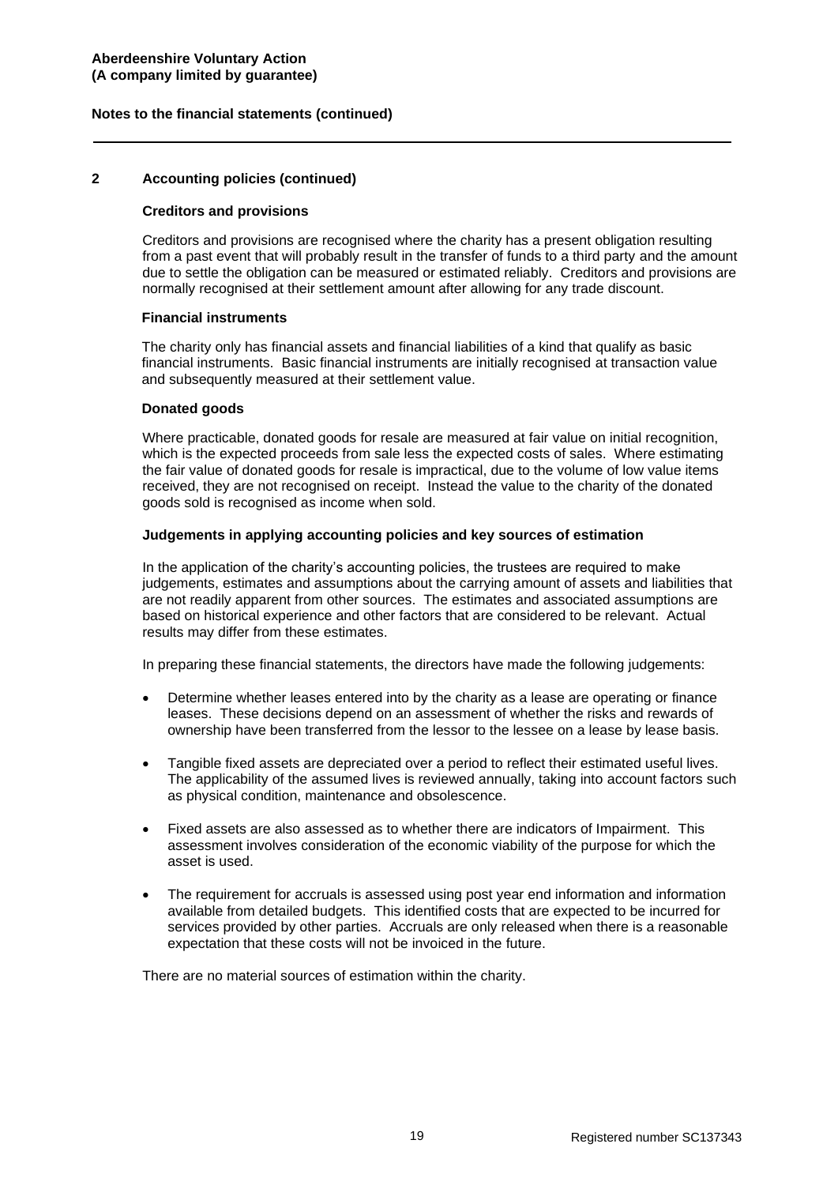## 2 Accounting policies (continued)

### Creditors and provisions

Creditors and provisions are recognised where the charity has a present obligation resulting from a past event that will probably result in the transfer of funds to a third party and the amount due to settle the obligation can be measured or estimated reliably. Creditors and provisions are normally recognised at their settlement amount after allowing for any trade discount.

### Financial instruments

The charity only has financial assets and financial liabilities of a kind that qualify as basic financial instruments. Basic financial instruments are initially recognised at transaction value and subsequently measured at their settlement value.

### Donated goods

Where practicable, donated goods for resale are measured at fair value on initial recognition, which is the expected proceeds from sale less the expected costs of sales. Where estimating the fair value of donated goods for resale is impractical, due to the volume of low value items received, they are not recognised on receipt. Instead the value to the charity of the donated goods sold is recognised as income when sold.

### Judgements in applying accounting policies and key sources of estimation

In the application of the charity's accounting policies, the trustees are required to make judgements, estimates and assumptions about the carrying amount of assets and liabilities that are not readily apparent from other sources. The estimates and associated assumptions are based on historical experience and other factors that are considered to be relevant. Actual results may differ from these estimates.

In preparing these financial statements, the directors have made the following judgements:

- Determine whether leases entered into by the charity as a lease are operating or finance leases. These decisions depend on an assessment of whether the risks and rewards of ownership have been transferred from the lessor to the lessee on a lease by lease basis.
- Tangible fixed assets are depreciated over a period to reflect their estimated useful lives. The applicability of the assumed lives is reviewed annually, taking into account factors such as physical condition, maintenance and obsolescence.
- Fixed assets are also assessed as to whether there are indicators of Impairment. This assessment involves consideration of the economic viability of the purpose for which the asset is used.
- The requirement for accruals is assessed using post year end information and information available from detailed budgets. This identified costs that are expected to be incurred for services provided by other parties. Accruals are only released when there is a reasonable expectation that these costs will not be invoiced in the future.

There are no material sources of estimation within the charity.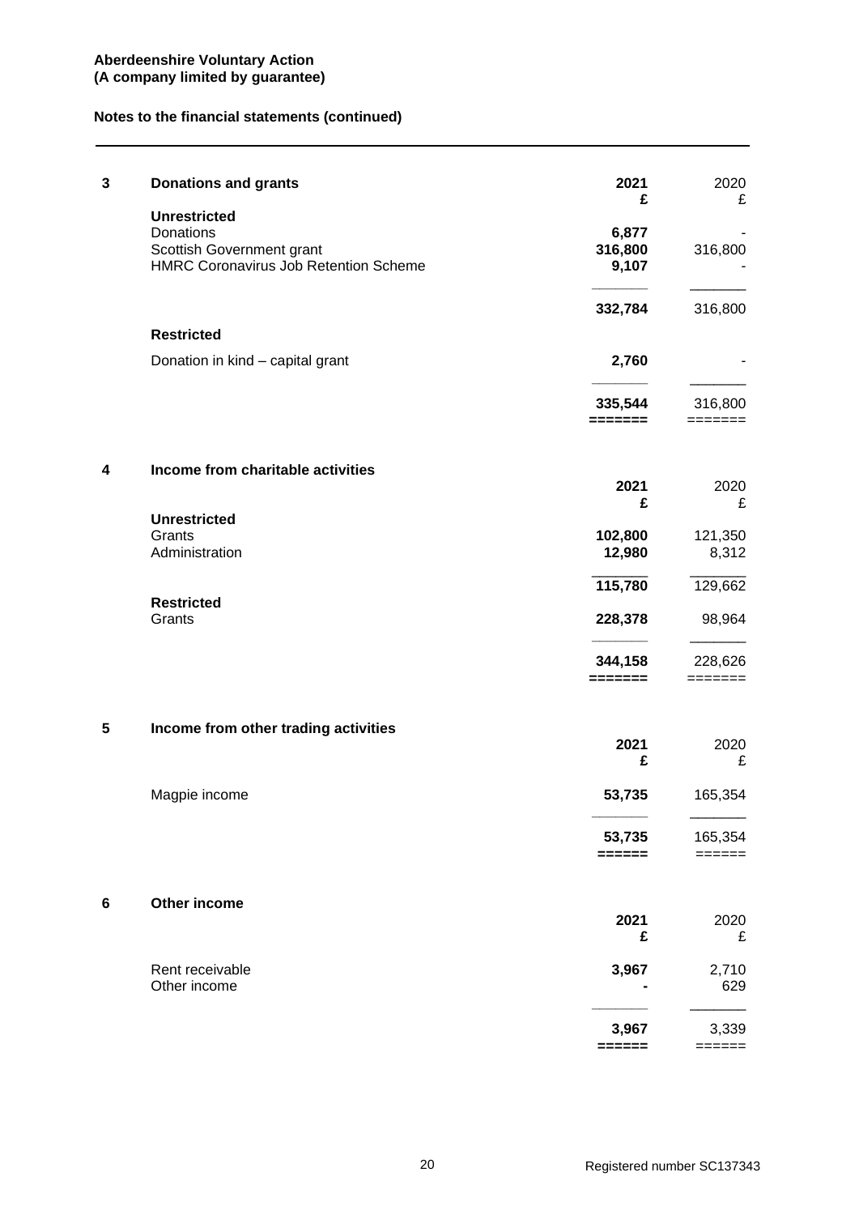**Aberdeenshire Voluntary Action**
**(A company limited by guarantee)**

**Notes to the financial statements (continued)**

### 3 Donations and grants

| | **2021** | 2020 |
|---|---|---|
| | **£** | £ |
| **Unrestricted** | | |
| Donations | **6,877** | - |
| Scottish Government grant | **316,800** | 316,800 |
| HMRC Coronavirus Job Retention Scheme | **9,107** | - |
| | **332,784** | 316,800 |
| **Restricted** | | |
| Donation in kind – capital grant | **2,760** | - |
| | **335,544** | 316,800 |

### 4 Income from charitable activities

| | **2021** | 2020 |
|---|---|---|
| | **£** | £ |
| **Unrestricted** | | |
| Grants | **102,800** | 121,350 |
| Administration | **12,980** | 8,312 |
| | **115,780** | 129,662 |
| **Restricted** | | |
| Grants | **228,378** | 98,964 |
| | **344,158** | 228,626 |

### 5 Income from other trading activities

| | **2021** | 2020 |
|---|---|---|
| | **£** | £ |
| Magpie income | **53,735** | 165,354 |
| | **53,735** | 165,354 |

### 6 Other income

| | **2021** | 2020 |
|---|---|---|
| | **£** | £ |
| Rent receivable | **3,967** | 2,710 |
| Other income | **-** | 629 |
| | **3,967** | 3,339 |

Registered number SC137343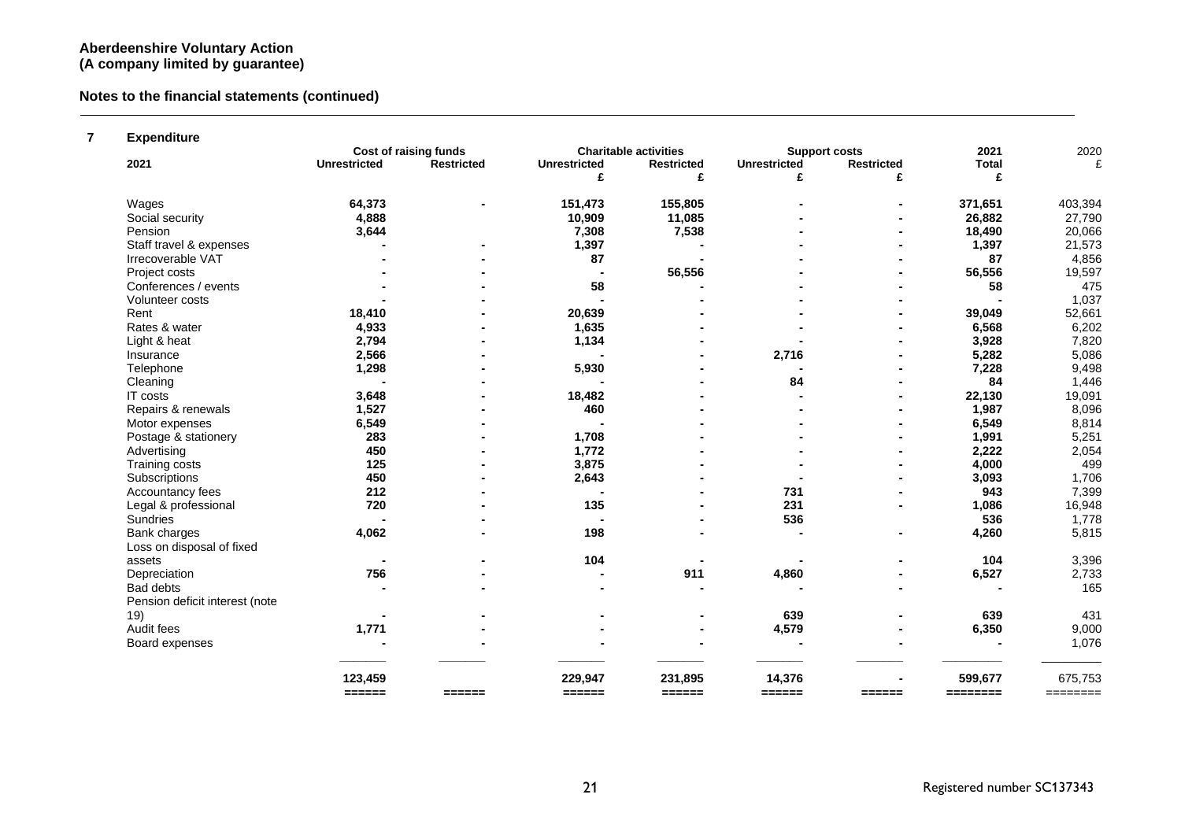**Aberdeenshire Voluntary Action**
**(A company limited by guarantee)**

**Notes to the financial statements (continued)**

## 7 Expenditure

| 2021 | Cost of raising funds | | Charitable activities | | Support costs | | 2021 | 2020 |
|---|---|---|---|---|---|---|---|---|
| | **Unrestricted** | **Restricted** | **Unrestricted** | **Restricted** | **Unrestricted** | **Restricted** | **Total** | |
| | | | **£** | **£** | **£** | **£** | **£** | £ |
| Wages | **64,373** | **-** | **151,473** | **155,805** | **-** | **-** | **371,651** | 403,394 |
| Social security | **4,888** | | **10,909** | **11,085** | **-** | **-** | **26,882** | 27,790 |
| Pension | **3,644** | | **7,308** | **7,538** | **-** | **-** | **18,490** | 20,066 |
| Staff travel & expenses | **-** | **-** | **1,397** | **-** | **-** | **-** | **1,397** | 21,573 |
| Irrecoverable VAT | **-** | **-** | **87** | **-** | **-** | **-** | **87** | 4,856 |
| Project costs | **-** | **-** | **-** | **56,556** | **-** | **-** | **56,556** | 19,597 |
| Conferences / events | **-** | **-** | **58** | **-** | **-** | **-** | **58** | 475 |
| Volunteer costs | **-** | **-** | **-** | **-** | **-** | **-** | **-** | 1,037 |
| Rent | **18,410** | **-** | **20,639** | **-** | **-** | **-** | **39,049** | 52,661 |
| Rates & water | **4,933** | **-** | **1,635** | **-** | **-** | **-** | **6,568** | 6,202 |
| Light & heat | **2,794** | **-** | **1,134** | **-** | **-** | **-** | **3,928** | 7,820 |
| Insurance | **2,566** | **-** | **-** | **-** | **2,716** | **-** | **5,282** | 5,086 |
| Telephone | **1,298** | **-** | **5,930** | **-** | **-** | **-** | **7,228** | 9,498 |
| Cleaning | **-** | **-** | **-** | **-** | **84** | **-** | **84** | 1,446 |
| IT costs | **3,648** | **-** | **18,482** | **-** | **-** | **-** | **22,130** | 19,091 |
| Repairs & renewals | **1,527** | **-** | **460** | **-** | **-** | **-** | **1,987** | 8,096 |
| Motor expenses | **6,549** | **-** | **-** | **-** | **-** | **-** | **6,549** | 8,814 |
| Postage & stationery | **283** | **-** | **1,708** | **-** | **-** | **-** | **1,991** | 5,251 |
| Advertising | **450** | **-** | **1,772** | **-** | **-** | **-** | **2,222** | 2,054 |
| Training costs | **125** | **-** | **3,875** | **-** | **-** | **-** | **4,000** | 499 |
| Subscriptions | **450** | **-** | **2,643** | **-** | **-** | **-** | **3,093** | 1,706 |
| Accountancy fees | **212** | **-** | **-** | **-** | **731** | **-** | **943** | 7,399 |
| Legal & professional | **720** | **-** | **135** | **-** | **231** | **-** | **1,086** | 16,948 |
| Sundries | **-** | **-** | **-** | **-** | **536** | | **536** | 1,778 |
| Bank charges | **4,062** | **-** | **198** | **-** | **-** | **-** | **4,260** | 5,815 |
| Loss on disposal of fixed assets | **-** | **-** | **104** | **-** | **-** | **-** | **104** | 3,396 |
| Depreciation | **756** | **-** | **-** | **911** | **4,860** | **-** | **6,527** | 2,733 |
| Bad debts | **-** | **-** | **-** | **-** | **-** | **-** | **-** | 165 |
| Pension deficit interest (note 19) | **-** | **-** | **-** | **-** | **639** | **-** | **639** | 431 |
| Audit fees | **1,771** | **-** | **-** | **-** | **4,579** | **-** | **6,350** | 9,000 |
| Board expenses | **-** | **-** | **-** | **-** | **-** | **-** | **-** | 1,076 |
| | **123,459** | | **229,947** | **231,895** | **14,376** | **-** | **599,677** | 675,753 |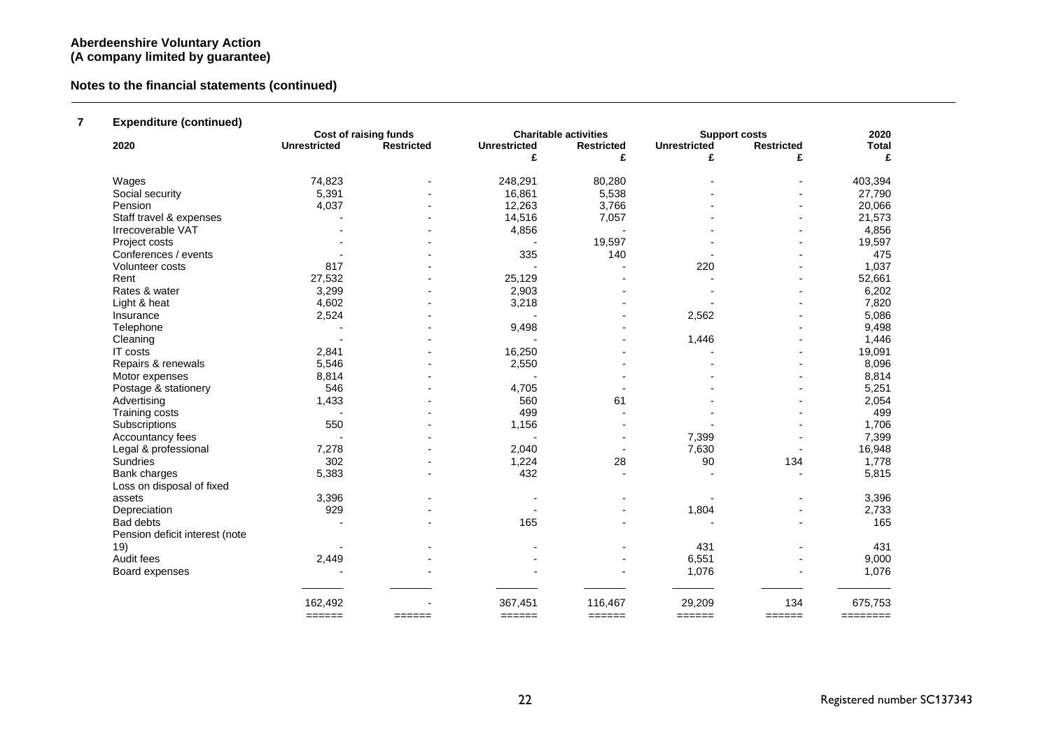**Aberdeenshire Voluntary Action**
**(A company limited by guarantee)**

**Notes to the financial statements (continued)**

## 7 Expenditure (continued)

| 2020 | Cost of raising funds | | Charitable activities | | Support costs | | 2020 |
|---|---|---|---|---|---|---|---|
| | Unrestricted | Restricted | Unrestricted £ | Restricted £ | Unrestricted £ | Restricted £ | Total £ |
| Wages | 74,823 | - | 248,291 | 80,280 | - | - | 403,394 |
| Social security | 5,391 | - | 16,861 | 5,538 | - | - | 27,790 |
| Pension | 4,037 | - | 12,263 | 3,766 | - | - | 20,066 |
| Staff travel & expenses | - | - | 14,516 | 7,057 | - | - | 21,573 |
| Irrecoverable VAT | - | - | 4,856 | - | - | - | 4,856 |
| Project costs | - | - | - | 19,597 | - | - | 19,597 |
| Conferences / events | - | - | 335 | 140 | - | - | 475 |
| Volunteer costs | 817 | - | - | - | 220 | - | 1,037 |
| Rent | 27,532 | - | 25,129 | - | - | - | 52,661 |
| Rates & water | 3,299 | - | 2,903 | - | - | - | 6,202 |
| Light & heat | 4,602 | - | 3,218 | - | - | - | 7,820 |
| Insurance | 2,524 | - | - | - | 2,562 | - | 5,086 |
| Telephone | - | - | 9,498 | - | - | - | 9,498 |
| Cleaning | - | - | - | - | 1,446 | - | 1,446 |
| IT costs | 2,841 | - | 16,250 | - | - | - | 19,091 |
| Repairs & renewals | 5,546 | - | 2,550 | - | - | - | 8,096 |
| Motor expenses | 8,814 | - | - | - | - | - | 8,814 |
| Postage & stationery | 546 | - | 4,705 | - | - | - | 5,251 |
| Advertising | 1,433 | - | 560 | 61 | - | - | 2,054 |
| Training costs | - | - | 499 | - | - | - | 499 |
| Subscriptions | 550 | - | 1,156 | - | - | - | 1,706 |
| Accountancy fees | - | - | - | - | 7,399 | - | 7,399 |
| Legal & professional | 7,278 | - | 2,040 | - | 7,630 | - | 16,948 |
| Sundries | 302 | - | 1,224 | 28 | 90 | 134 | 1,778 |
| Bank charges | 5,383 | - | 432 | - | - | - | 5,815 |
| Loss on disposal of fixed assets | 3,396 | - | - | - | - | - | 3,396 |
| Depreciation | 929 | - | - | - | 1,804 | - | 2,733 |
| Bad debts | - | - | 165 | - | - | - | 165 |
| Pension deficit interest (note 19) | - | - | - | - | 431 | - | 431 |
| Audit fees | 2,449 | - | - | - | 6,551 | - | 9,000 |
| Board expenses | - | - | - | - | 1,076 | - | 1,076 |
| | 162,492 | - | 367,451 | 116,467 | 29,209 | 134 | 675,753 |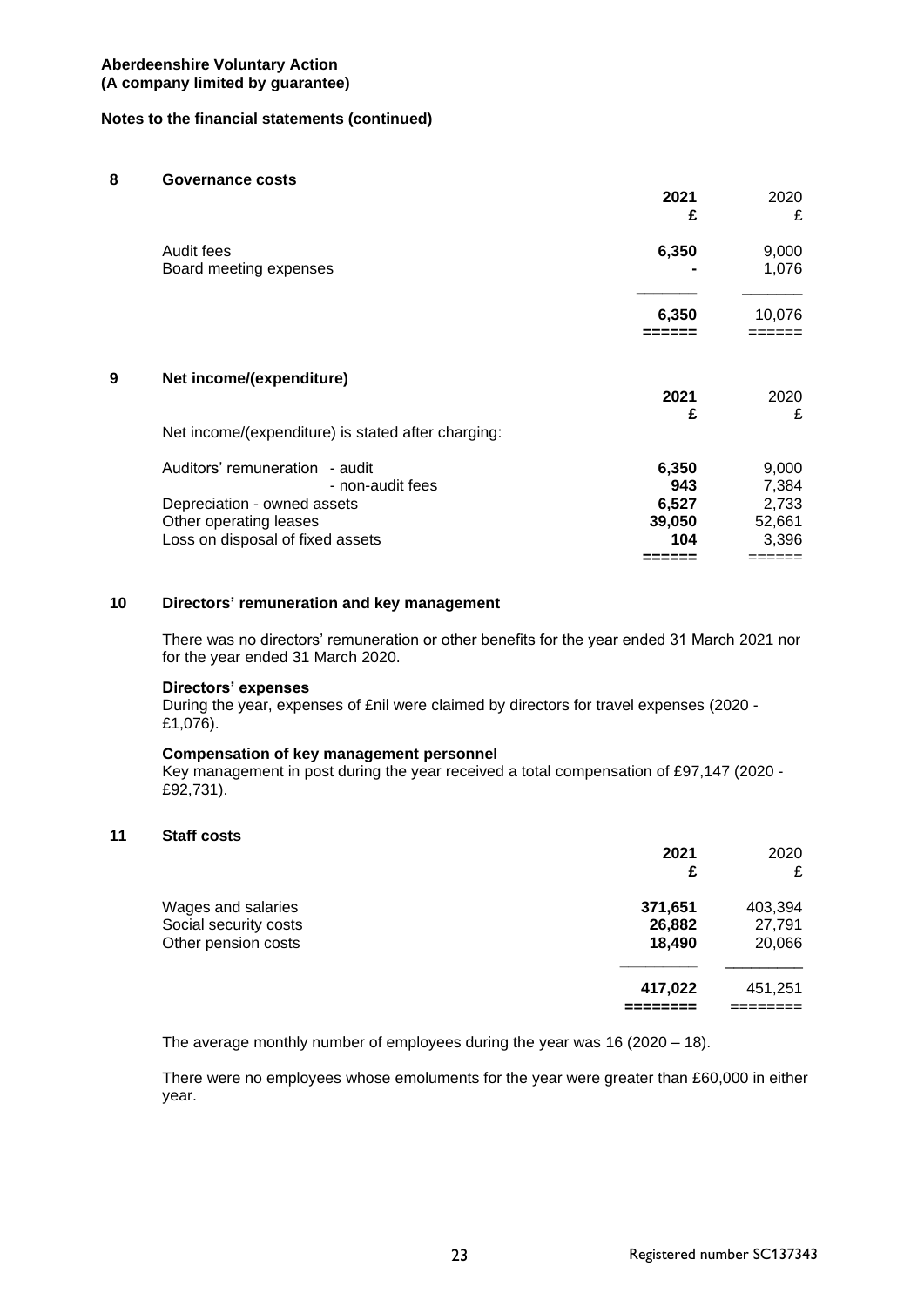## 8 Governance costs

| | 2021 £ | 2020 £ |
|---|---|---|
| Audit fees | **6,350** | 9,000 |
| Board meeting expenses | **-** | 1,076 |
| | **6,350** | 10,076 |

## 9 Net income/(expenditure)

Net income/(expenditure) is stated after charging:

| | 2021 £ | 2020 £ |
|---|---|---|
| Auditors' remuneration - audit | **6,350** | 9,000 |
| - non-audit fees | **943** | 7,384 |
| Depreciation - owned assets | **6,527** | 2,733 |
| Other operating leases | **39,050** | 52,661 |
| Loss on disposal of fixed assets | **104** | 3,396 |

## 10 Directors' remuneration and key management

There was no directors' remuneration or other benefits for the year ended 31 March 2021 nor for the year ended 31 March 2020.

**Directors' expenses**

During the year, expenses of £nil were claimed by directors for travel expenses (2020 - £1,076).

**Compensation of key management personnel**

Key management in post during the year received a total compensation of £97,147 (2020 - £92,731).

## 11 Staff costs

| | 2021 £ | 2020 £ |
|---|---|---|
| Wages and salaries | **371,651** | 403,394 |
| Social security costs | **26,882** | 27,791 |
| Other pension costs | **18,490** | 20,066 |
| | **417,022** | 451,251 |

The average monthly number of employees during the year was 16 (2020 – 18).

There were no employees whose emoluments for the year were greater than £60,000 in either year.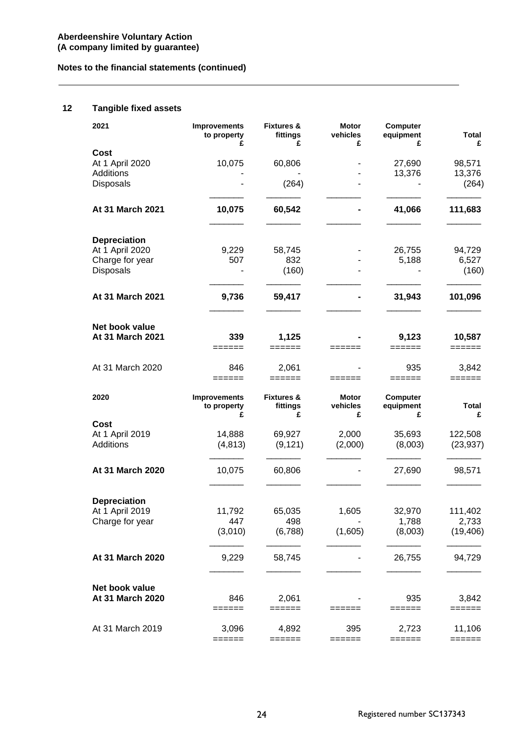**Aberdeenshire Voluntary Action**
**(A company limited by guarantee)**

**Notes to the financial statements (continued)**

## 12 Tangible fixed assets

| 2021 | Improvements to property £ | Fixtures & fittings £ | Motor vehicles £ | Computer equipment £ | Total £ |
|---|---|---|---|---|---|
| **Cost** | | | | | |
| At 1 April 2020 | 10,075 | 60,806 | - | 27,690 | 98,571 |
| Additions | - | - | - | 13,376 | 13,376 |
| Disposals | - | (264) | - | - | (264) |
| **At 31 March 2021** | **10,075** | **60,542** | **-** | **41,066** | **111,683** |
| **Depreciation** | | | | | |
| At 1 April 2020 | 9,229 | 58,745 | - | 26,755 | 94,729 |
| Charge for year | 507 | 832 | - | 5,188 | 6,527 |
| Disposals | - | (160) | - | - | (160) |
| **At 31 March 2021** | **9,736** | **59,417** | **-** | **31,943** | **101,096** |
| **Net book value** | | | | | |
| **At 31 March 2021** | **339** | **1,125** | **-** | **9,123** | **10,587** |
| At 31 March 2020 | 846 | 2,061 | - | 935 | 3,842 |

| 2020 | Improvements to property £ | Fixtures & fittings £ | Motor vehicles £ | Computer equipment £ | Total £ |
|---|---|---|---|---|---|
| **Cost** | | | | | |
| At 1 April 2019 | 14,888 | 69,927 | 2,000 | 35,693 | 122,508 |
| Additions | (4,813) | (9,121) | (2,000) | (8,003) | (23,937) |
| **At 31 March 2020** | 10,075 | 60,806 | - | 27,690 | 98,571 |
| **Depreciation** | | | | | |
| At 1 April 2019 | 11,792 | 65,035 | 1,605 | 32,970 | 111,402 |
| Charge for year | 447 | 498 | - | 1,788 | 2,733 |
| | (3,010) | (6,788) | (1,605) | (8,003) | (19,406) |
| **At 31 March 2020** | 9,229 | 58,745 | - | 26,755 | 94,729 |
| **Net book value** | | | | | |
| **At 31 March 2020** | 846 | 2,061 | - | 935 | 3,842 |
| At 31 March 2019 | 3,096 | 4,892 | 395 | 2,723 | 11,106 |

Registered number SC137343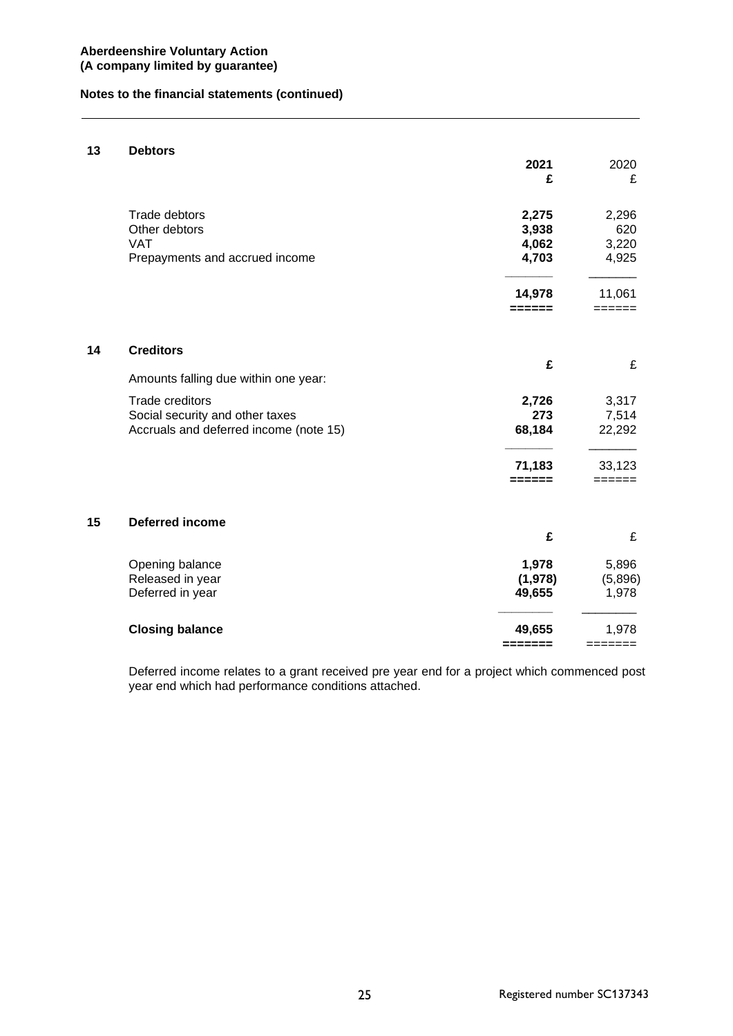**Aberdeenshire Voluntary Action**
**(A company limited by guarantee)**

**Notes to the financial statements (continued)**

## 13 Debtors

| | **2021** | 2020 |
|---|---|---|
| | **£** | £ |
| Trade debtors | **2,275** | 2,296 |
| Other debtors | **3,938** | 620 |
| VAT | **4,062** | 3,220 |
| Prepayments and accrued income | **4,703** | 4,925 |
| | **14,978** | 11,061 |

## 14 Creditors

| | **£** | £ |
|---|---|---|
| Amounts falling due within one year: | | |
| Trade creditors | **2,726** | 3,317 |
| Social security and other taxes | **273** | 7,514 |
| Accruals and deferred income (note 15) | **68,184** | 22,292 |
| | **71,183** | 33,123 |

## 15 Deferred income

| | **£** | £ |
|---|---|---|
| Opening balance | **1,978** | 5,896 |
| Released in year | **(1,978)** | (5,896) |
| Deferred in year | **49,655** | 1,978 |
| **Closing balance** | **49,655** | 1,978 |

Deferred income relates to a grant received pre year end for a project which commenced post year end which had performance conditions attached.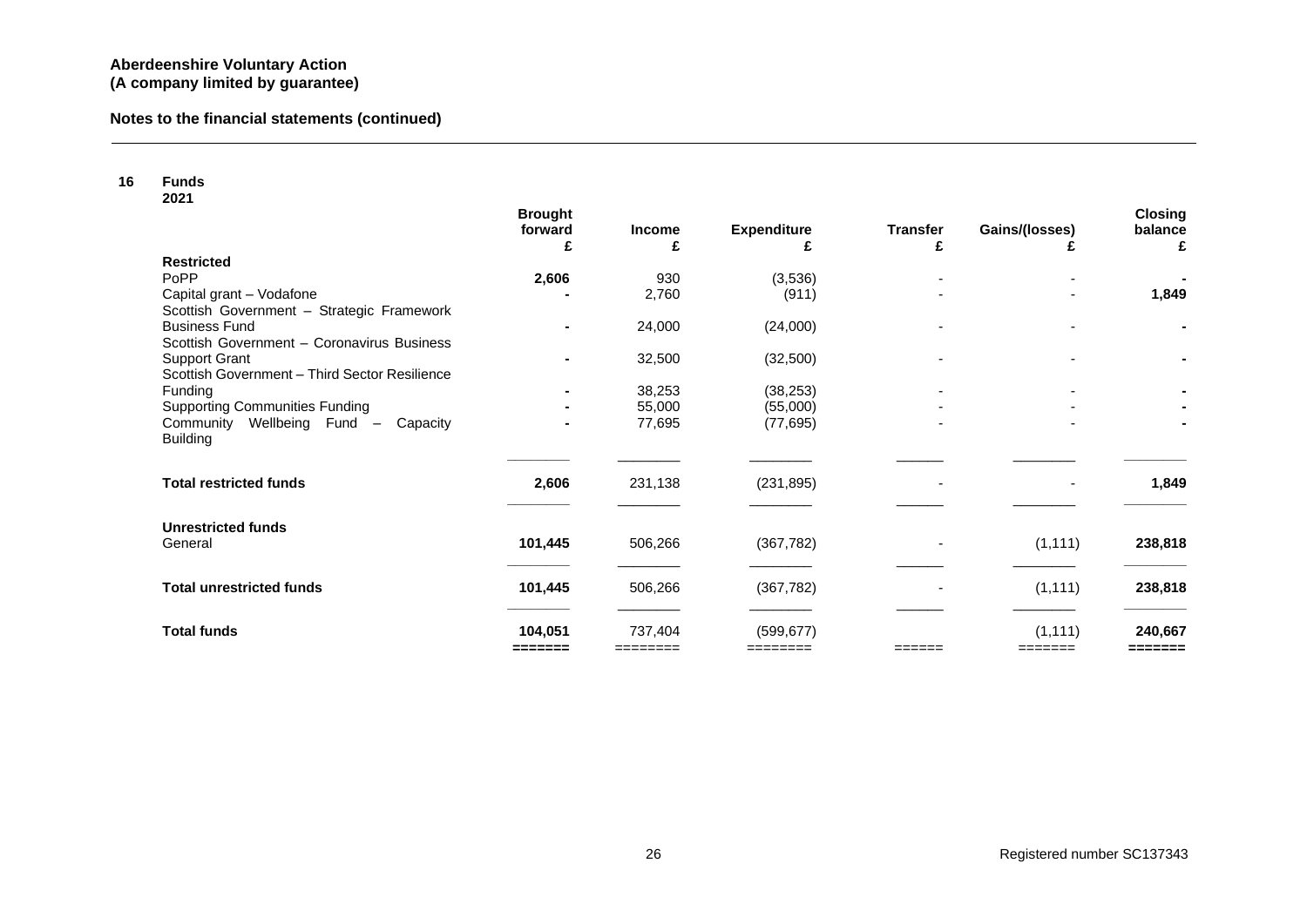**Aberdeenshire Voluntary Action**
**(A company limited by guarantee)**

**Notes to the financial statements (continued)**

## 16 Funds

**2021**

| | Brought forward £ | Income £ | Expenditure £ | Transfer £ | Gains/(losses) £ | Closing balance £ |
|---|---|---|---|---|---|---|
| **Restricted** | | | | | | |
| PoPP | **2,606** | 930 | (3,536) | - | - | **-** |
| Capital grant – Vodafone | **-** | 2,760 | (911) | - | - | **1,849** |
| Scottish Government – Strategic Framework Business Fund | **-** | 24,000 | (24,000) | - | - | **-** |
| Scottish Government – Coronavirus Business Support Grant | **-** | 32,500 | (32,500) | - | - | **-** |
| Scottish Government – Third Sector Resilience Funding | **-** | 38,253 | (38,253) | - | - | **-** |
| Supporting Communities Funding | **-** | 55,000 | (55,000) | - | - | **-** |
| Community Wellbeing Fund – Capacity Building | **-** | 77,695 | (77,695) | - | - | **-** |
| **Total restricted funds** | **2,606** | 231,138 | (231,895) | - | - | **1,849** |
| **Unrestricted funds** | | | | | | |
| General | **101,445** | 506,266 | (367,782) | - | (1,111) | **238,818** |
| **Total unrestricted funds** | **101,445** | 506,266 | (367,782) | - | (1,111) | **238,818** |
| **Total funds** | **104,051** | 737,404 | (599,677) | | (1,111) | **240,667** |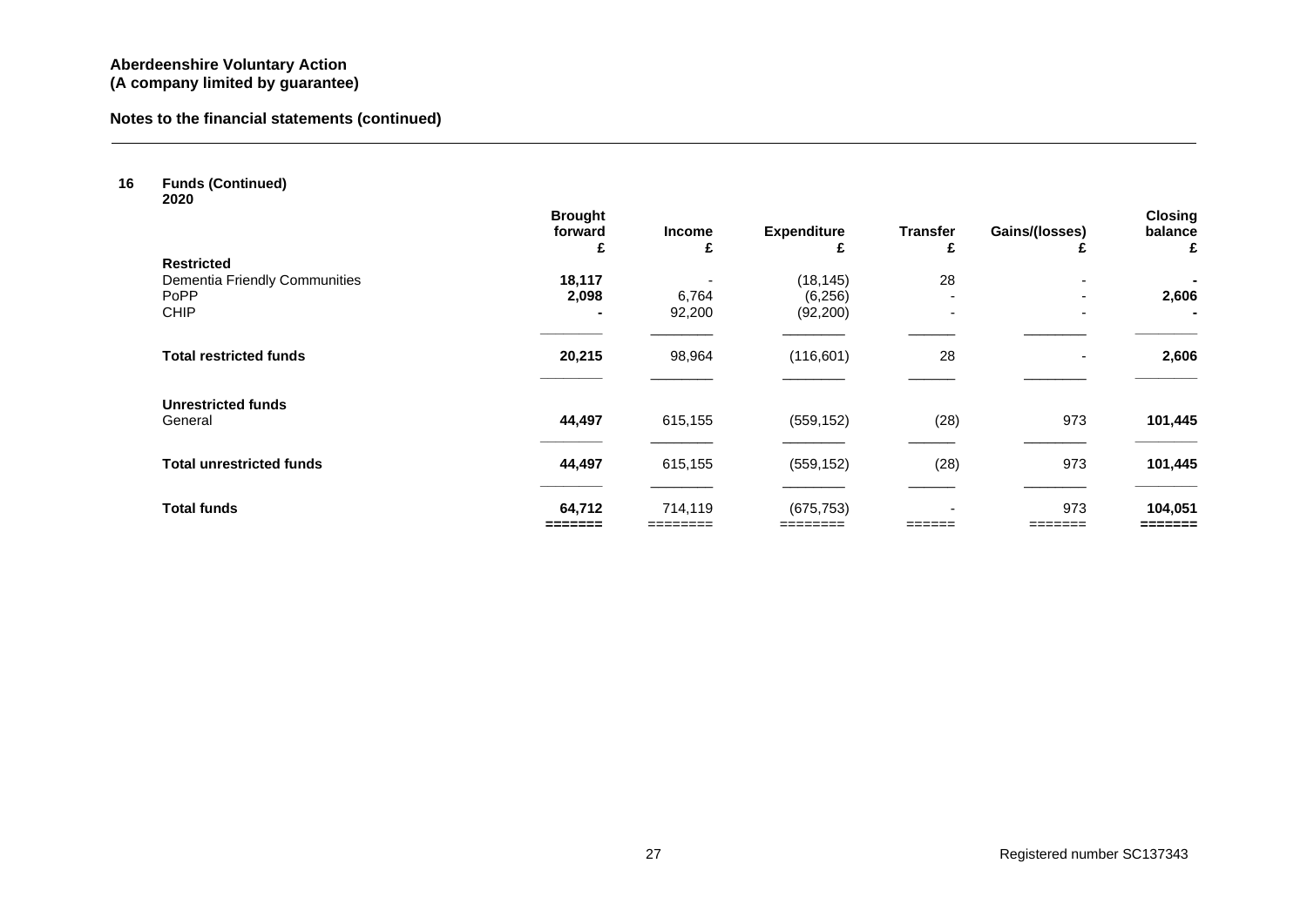**Aberdeenshire Voluntary Action**
**(A company limited by guarantee)**

**Notes to the financial statements (continued)**

**16 Funds (Continued)**

**2020**

| | Brought forward £ | Income £ | Expenditure £ | Transfer £ | Gains/(losses) £ | Closing balance £ |
|---|---|---|---|---|---|---|
| **Restricted** | | | | | | |
| Dementia Friendly Communities | **18,117** | - | (18,145) | 28 | - | **-** |
| PoPP | **2,098** | 6,764 | (6,256) | - | - | **2,606** |
| CHIP | **-** | 92,200 | (92,200) | - | - | **-** |
| **Total restricted funds** | **20,215** | 98,964 | (116,601) | 28 | - | **2,606** |
| **Unrestricted funds** | | | | | | |
| General | **44,497** | 615,155 | (559,152) | (28) | 973 | **101,445** |
| **Total unrestricted funds** | **44,497** | 615,155 | (559,152) | (28) | 973 | **101,445** |
| **Total funds** | **64,712** | 714,119 | (675,753) | - | 973 | **104,051** |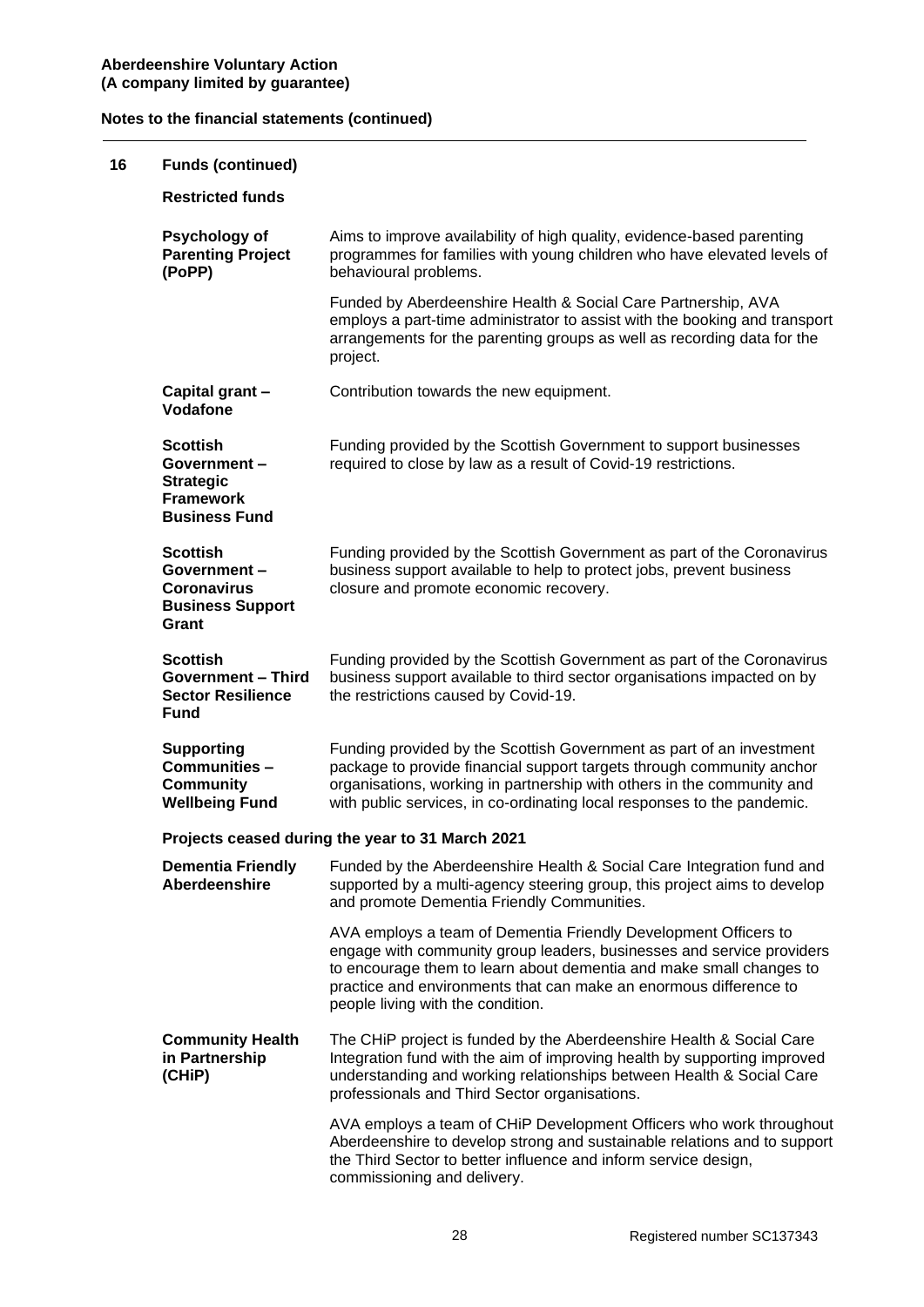**Aberdeenshire Voluntary Action**
**(A company limited by guarantee)**

**Notes to the financial statements (continued)**

## 16 Funds (continued)

### Restricted funds

**Psychology of Parenting Project (PoPP)**

Aims to improve availability of high quality, evidence-based parenting programmes for families with young children who have elevated levels of behavioural problems.

Funded by Aberdeenshire Health & Social Care Partnership, AVA employs a part-time administrator to assist with the booking and transport arrangements for the parenting groups as well as recording data for the project.

**Capital grant – Vodafone**

Contribution towards the new equipment.

**Scottish Government – Strategic Framework Business Fund**

Funding provided by the Scottish Government to support businesses required to close by law as a result of Covid-19 restrictions.

**Scottish Government – Coronavirus Business Support Grant**

Funding provided by the Scottish Government as part of the Coronavirus business support available to help to protect jobs, prevent business closure and promote economic recovery.

**Scottish Government – Third Sector Resilience Fund**

Funding provided by the Scottish Government as part of the Coronavirus business support available to third sector organisations impacted on by the restrictions caused by Covid-19.

**Supporting Communities – Community Wellbeing Fund**

Funding provided by the Scottish Government as part of an investment package to provide financial support targets through community anchor organisations, working in partnership with others in the community and with public services, in co-ordinating local responses to the pandemic.

### Projects ceased during the year to 31 March 2021

**Dementia Friendly Aberdeenshire**

Funded by the Aberdeenshire Health & Social Care Integration fund and supported by a multi-agency steering group, this project aims to develop and promote Dementia Friendly Communities.

AVA employs a team of Dementia Friendly Development Officers to engage with community group leaders, businesses and service providers to encourage them to learn about dementia and make small changes to practice and environments that can make an enormous difference to people living with the condition.

**Community Health in Partnership (CHiP)**

The CHiP project is funded by the Aberdeenshire Health & Social Care Integration fund with the aim of improving health by supporting improved understanding and working relationships between Health & Social Care professionals and Third Sector organisations.

AVA employs a team of CHiP Development Officers who work throughout Aberdeenshire to develop strong and sustainable relations and to support the Third Sector to better influence and inform service design, commissioning and delivery.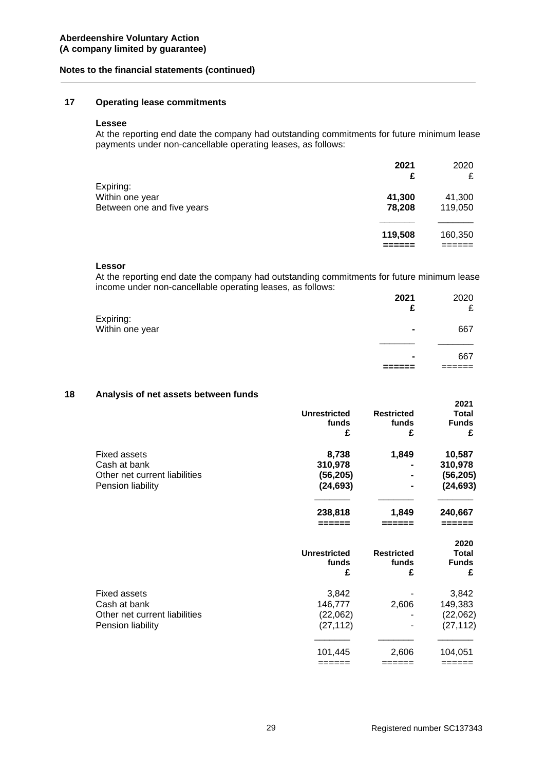**Aberdeenshire Voluntary Action**
**(A company limited by guarantee)**

**Notes to the financial statements (continued)**

## 17 Operating lease commitments

### Lessee

At the reporting end date the company had outstanding commitments for future minimum lease payments under non-cancellable operating leases, as follows:

| | **2021** | 2020 |
|---|---|---|
| | **£** | £ |
| Expiring: | | |
| Within one year | **41,300** | 41,300 |
| Between one and five years | **78,208** | 119,050 |
| | **119,508** | 160,350 |

### Lessor

At the reporting end date the company had outstanding commitments for future minimum lease income under non-cancellable operating leases, as follows:

| | **2021** | 2020 |
|---|---|---|
| | **£** | £ |
| Expiring: | | |
| Within one year | **-** | 667 |
| | **-** | 667 |

## 18 Analysis of net assets between funds

| | **Unrestricted funds** | **Restricted funds** | **2021 Total Funds** |
|---|---|---|---|
| | **£** | **£** | **£** |
| Fixed assets | **8,738** | **1,849** | **10,587** |
| Cash at bank | **310,978** | **-** | **310,978** |
| Other net current liabilities | **(56,205)** | **-** | **(56,205)** |
| Pension liability | **(24,693)** | **-** | **(24,693)** |
| | **238,818** | **1,849** | **240,667** |

| | **Unrestricted funds** | **Restricted funds** | **2020 Total Funds** |
|---|---|---|---|
| | **£** | **£** | **£** |
| Fixed assets | 3,842 | - | 3,842 |
| Cash at bank | 146,777 | 2,606 | 149,383 |
| Other net current liabilities | (22,062) | - | (22,062) |
| Pension liability | (27,112) | - | (27,112) |
| | 101,445 | 2,606 | 104,051 |

Registered number SC137343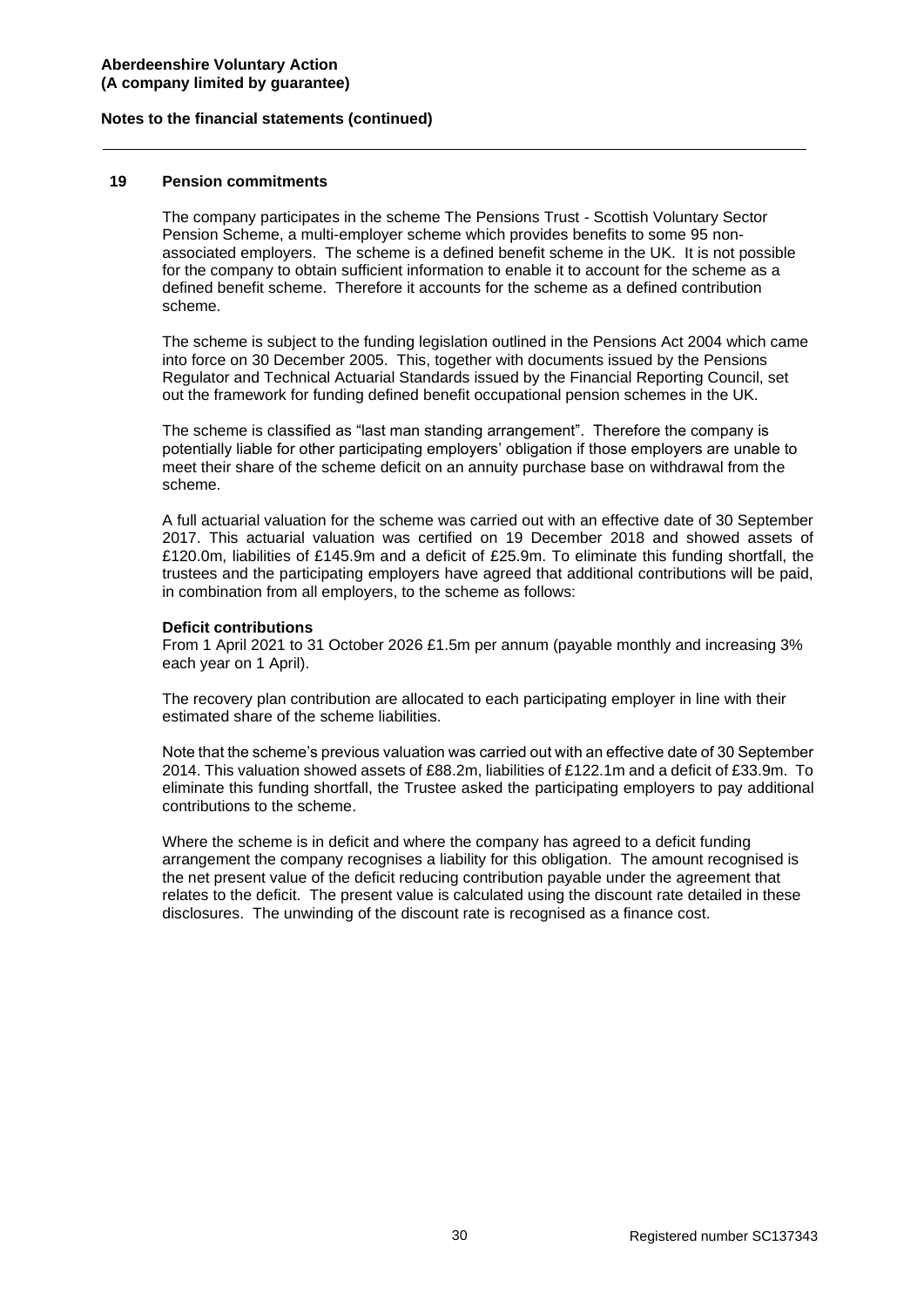## 19 Pension commitments

The company participates in the scheme The Pensions Trust - Scottish Voluntary Sector Pension Scheme, a multi-employer scheme which provides benefits to some 95 non-associated employers. The scheme is a defined benefit scheme in the UK. It is not possible for the company to obtain sufficient information to enable it to account for the scheme as a defined benefit scheme. Therefore it accounts for the scheme as a defined contribution scheme.

The scheme is subject to the funding legislation outlined in the Pensions Act 2004 which came into force on 30 December 2005. This, together with documents issued by the Pensions Regulator and Technical Actuarial Standards issued by the Financial Reporting Council, set out the framework for funding defined benefit occupational pension schemes in the UK.

The scheme is classified as "last man standing arrangement". Therefore the company is potentially liable for other participating employers' obligation if those employers are unable to meet their share of the scheme deficit on an annuity purchase base on withdrawal from the scheme.

A full actuarial valuation for the scheme was carried out with an effective date of 30 September 2017. This actuarial valuation was certified on 19 December 2018 and showed assets of £120.0m, liabilities of £145.9m and a deficit of £25.9m. To eliminate this funding shortfall, the trustees and the participating employers have agreed that additional contributions will be paid, in combination from all employers, to the scheme as follows:

**Deficit contributions**

From 1 April 2021 to 31 October 2026 £1.5m per annum (payable monthly and increasing 3% each year on 1 April).

The recovery plan contribution are allocated to each participating employer in line with their estimated share of the scheme liabilities.

Note that the scheme's previous valuation was carried out with an effective date of 30 September 2014. This valuation showed assets of £88.2m, liabilities of £122.1m and a deficit of £33.9m. To eliminate this funding shortfall, the Trustee asked the participating employers to pay additional contributions to the scheme.

Where the scheme is in deficit and where the company has agreed to a deficit funding arrangement the company recognises a liability for this obligation. The amount recognised is the net present value of the deficit reducing contribution payable under the agreement that relates to the deficit. The present value is calculated using the discount rate detailed in these disclosures. The unwinding of the discount rate is recognised as a finance cost.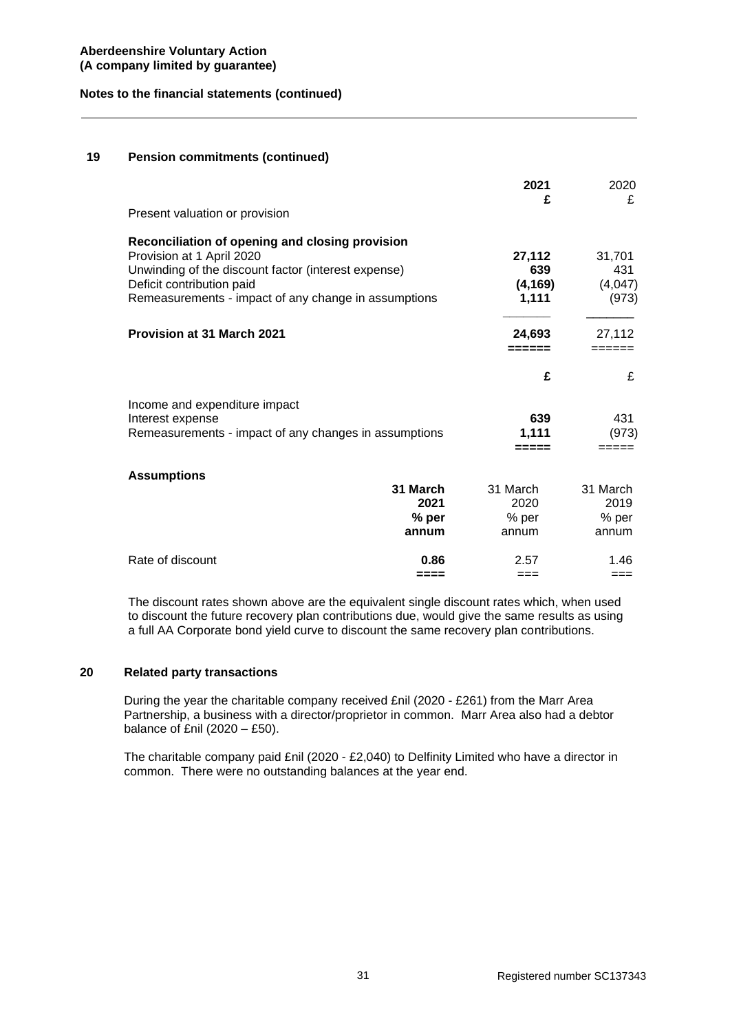## 19 Pension commitments (continued)

| | 2021 £ | 2020 £ |
|---|---|---|
| Present valuation or provision | | |
| **Reconciliation of opening and closing provision** | | |
| Provision at 1 April 2020 | **27,112** | 31,701 |
| Unwinding of the discount factor (interest expense) | **639** | 431 |
| Deficit contribution paid | **(4,169)** | (4,047) |
| Remeasurements - impact of any change in assumptions | **1,111** | (973) |
| **Provision at 31 March 2021** | **24,693** | 27,112 |

| | £ | £ |
|---|---|---|
| Income and expenditure impact | | |
| Interest expense | **639** | 431 |
| Remeasurements - impact of any changes in assumptions | **1,111** | (973) |

**Assumptions**

| | 31 March 2021 % per annum | 31 March 2020 % per annum | 31 March 2019 % per annum |
|---|---|---|---|
| Rate of discount | **0.86** | 2.57 | 1.46 |

The discount rates shown above are the equivalent single discount rates which, when used to discount the future recovery plan contributions due, would give the same results as using a full AA Corporate bond yield curve to discount the same recovery plan contributions.

## 20 Related party transactions

During the year the charitable company received £nil (2020 - £261) from the Marr Area Partnership, a business with a director/proprietor in common. Marr Area also had a debtor balance of £nil (2020 – £50).

The charitable company paid £nil (2020 - £2,040) to Delfinity Limited who have a director in common. There were no outstanding balances at the year end.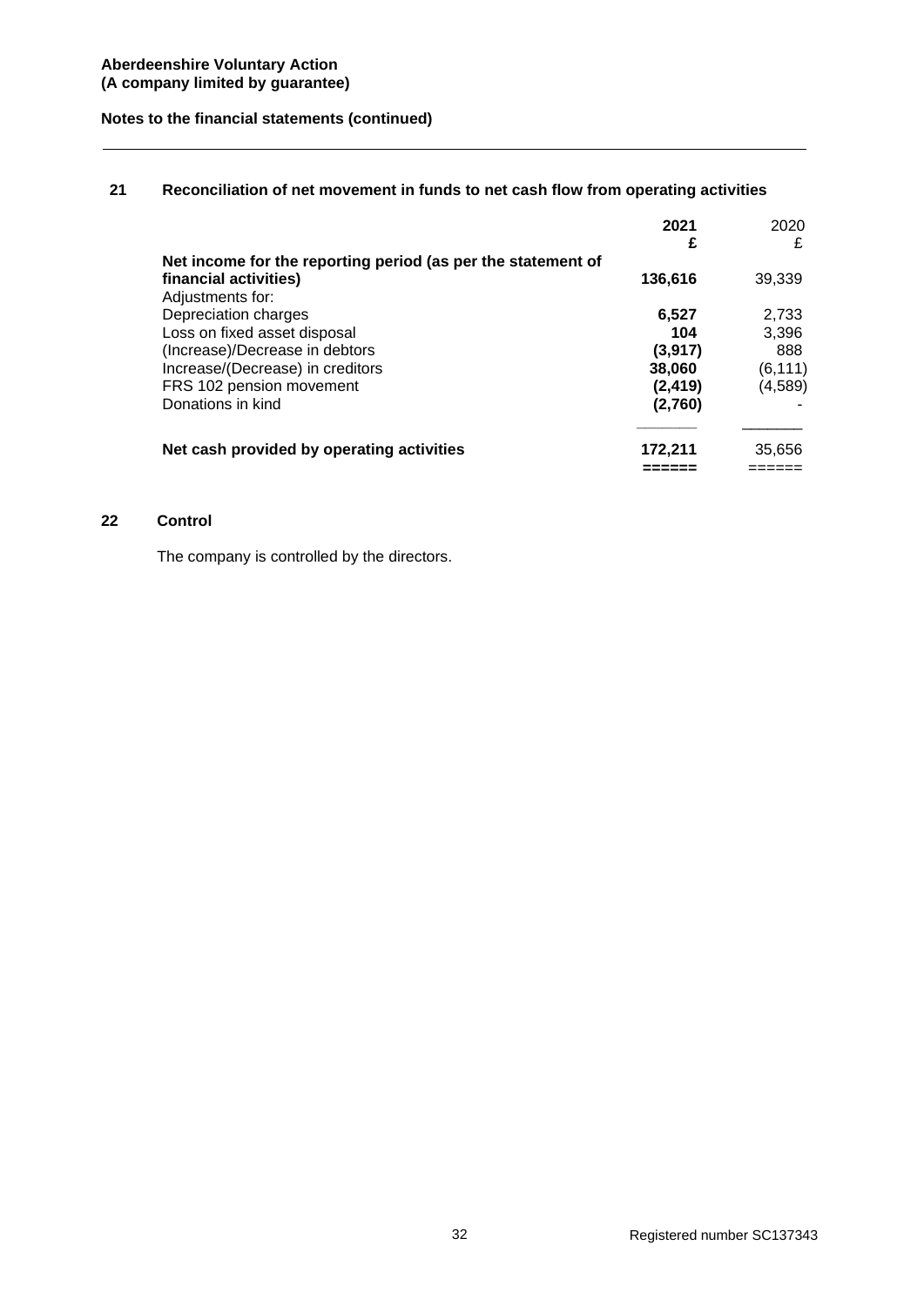**Aberdeenshire Voluntary Action**
**(A company limited by guarantee)**

**Notes to the financial statements (continued)**

## 21 Reconciliation of net movement in funds to net cash flow from operating activities

| | **2021** | 2020 |
|---|---|---|
| | **£** | £ |
| **Net income for the reporting period (as per the statement of financial activities)** | **136,616** | 39,339 |
| Adjustments for: | | |
| Depreciation charges | **6,527** | 2,733 |
| Loss on fixed asset disposal | **104** | 3,396 |
| (Increase)/Decrease in debtors | **(3,917)** | 888 |
| Increase/(Decrease) in creditors | **38,060** | (6,111) |
| FRS 102 pension movement | **(2,419)** | (4,589) |
| Donations in kind | **(2,760)** | - |
| **Net cash provided by operating activities** | **172,211** | 35,656 |

## 22 Control

The company is controlled by the directors.

Registered number SC137343